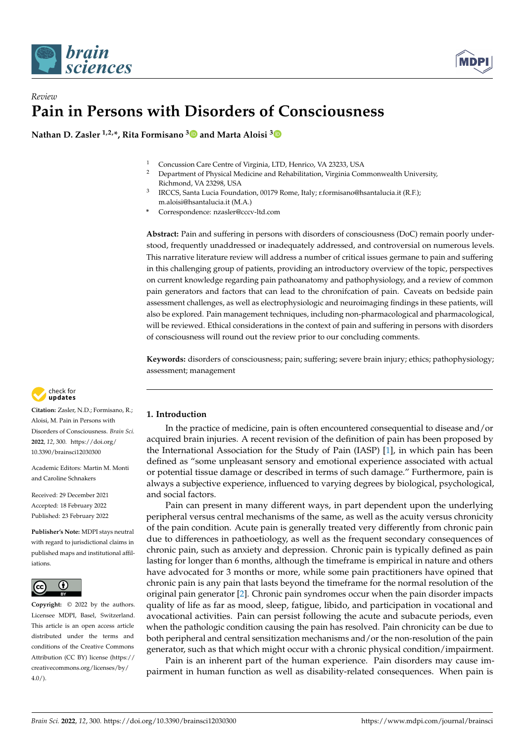Review

# Pain in Persons with Disorders of Consciousness

**Nathan D. Zasler [1,2,*], Rita Formisano [3] and Marta Aloisi [3]**

1 Concussion Care Centre of Virginia, LTD, Henrico, VA 23233, USA
2 Department of Physical Medicine and Rehabilitation, Virginia Commonwealth University, Richmond, VA 23298, USA
3 IRCCS, Santa Lucia Foundation, 00179 Rome, Italy; r.formisano@hsantalucia.it (R.F.); m.aloisi@hsantalucia.it (M.A.)
* Correspondence: nzasler@cccv-ltd.com

**Abstract:** Pain and suffering in persons with disorders of consciousness (DoC) remain poorly understood, frequently unaddressed or inadequately addressed, and controversial on numerous levels. This narrative literature review will address a number of critical issues germane to pain and suffering in this challenging group of patients, providing an introductory overview of the topic, perspectives on current knowledge regarding pain pathoanatomy and pathophysiology, and a review of common pain generators and factors that can lead to the chronifcation of pain. Caveats on bedside pain assessment challenges, as well as electrophysiologic and neuroimaging findings in these patients, will also be explored. Pain management techniques, including non-pharmacological and pharmacological, will be reviewed. Ethical considerations in the context of pain and suffering in persons with disorders of consciousness will round out the review prior to our concluding comments.

**Keywords:** disorders of consciousness; pain; suffering; severe brain injury; ethics; pathophysiology; assessment; management

**Citation:** Zasler, N.D.; Formisano, R.; Aloisi, M. Pain in Persons with Disorders of Consciousness. *Brain Sci.* **2022**, *12*, 300. https://doi.org/10.3390/brainsci12030300

Academic Editors: Martin M. Monti and Caroline Schnakers

Received: 29 December 2021
Accepted: 18 February 2022
Published: 23 February 2022

**Publisher's Note:** MDPI stays neutral with regard to jurisdictional claims in published maps and institutional affiliations.

**Copyright:** © 2022 by the authors. Licensee MDPI, Basel, Switzerland. This article is an open access article distributed under the terms and conditions of the Creative Commons Attribution (CC BY) license (https://creativecommons.org/licenses/by/4.0/).

## 1. Introduction

In the practice of medicine, pain is often encountered consequential to disease and/or acquired brain injuries. A recent revision of the definition of pain has been proposed by the International Association for the Study of Pain (IASP) [1], in which pain has been defined as "some unpleasant sensory and emotional experience associated with actual or potential tissue damage or described in terms of such damage." Furthermore, pain is always a subjective experience, influenced to varying degrees by biological, psychological, and social factors.

Pain can present in many different ways, in part dependent upon the underlying peripheral versus central mechanisms of the same, as well as the acuity versus chronicity of the pain condition. Acute pain is generally treated very differently from chronic pain due to differences in pathoetiology, as well as the frequent secondary consequences of chronic pain, such as anxiety and depression. Chronic pain is typically defined as pain lasting for longer than 6 months, although the timeframe is empirical in nature and others have advocated for 3 months or more, while some pain practitioners have opined that chronic pain is any pain that lasts beyond the timeframe for the normal resolution of the original pain generator [2]. Chronic pain syndromes occur when the pain disorder impacts quality of life as far as mood, sleep, fatigue, libido, and participation in vocational and avocational activities. Pain can persist following the acute and subacute periods, even when the pathologic condition causing the pain has resolved. Pain chronicity can be due to both peripheral and central sensitization mechanisms and/or the non-resolution of the pain generator, such as that which might occur with a chronic physical condition/impairment.

Pain is an inherent part of the human experience. Pain disorders may cause impairment in human function as well as disability-related consequences. When pain is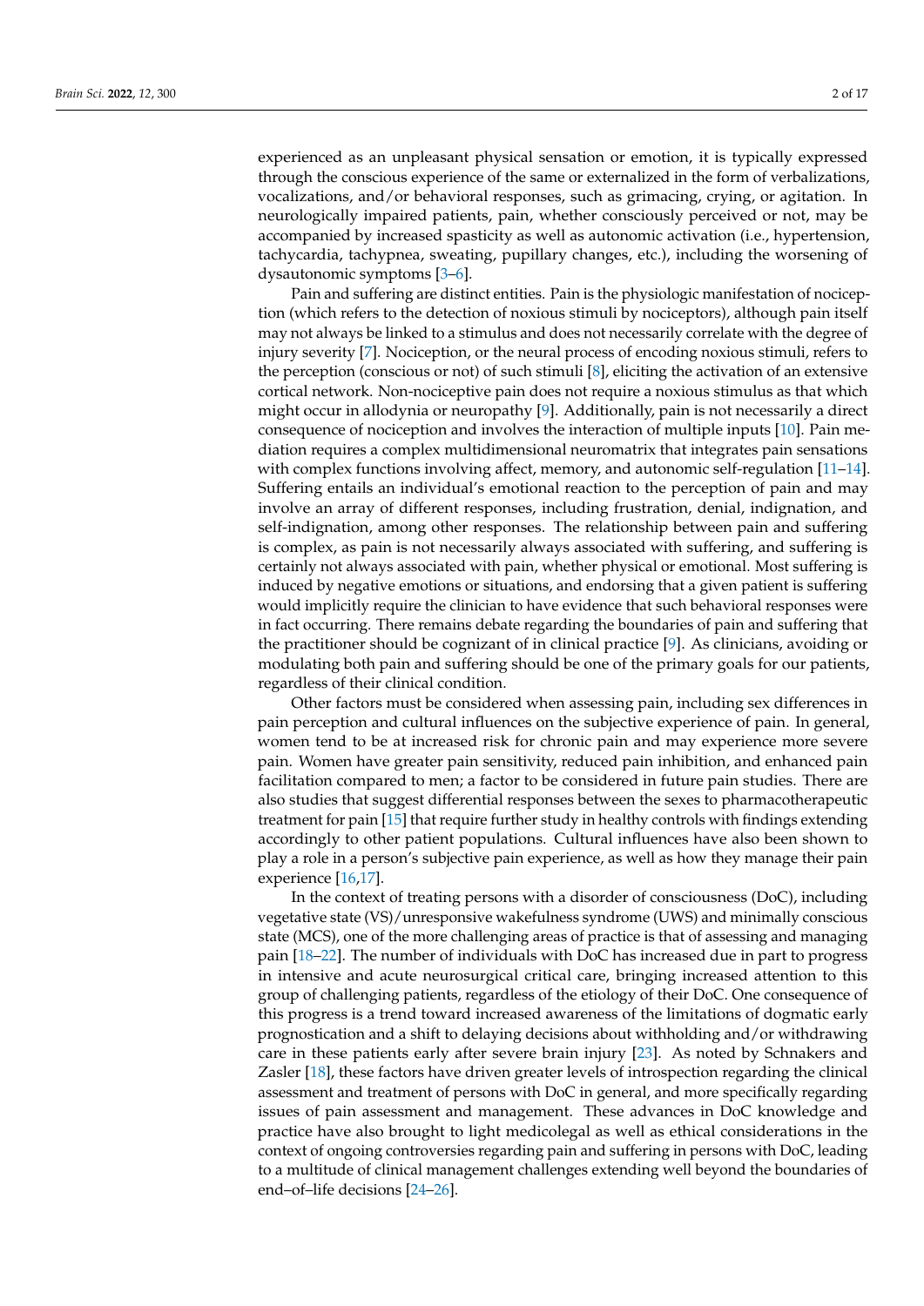experienced as an unpleasant physical sensation or emotion, it is typically expressed through the conscious experience of the same or externalized in the form of verbalizations, vocalizations, and/or behavioral responses, such as grimacing, crying, or agitation. In neurologically impaired patients, pain, whether consciously perceived or not, may be accompanied by increased spasticity as well as autonomic activation (i.e., hypertension, tachycardia, tachypnea, sweating, pupillary changes, etc.), including the worsening of dysautonomic symptoms [3–6].

Pain and suffering are distinct entities. Pain is the physiologic manifestation of nociception (which refers to the detection of noxious stimuli by nociceptors), although pain itself may not always be linked to a stimulus and does not necessarily correlate with the degree of injury severity [7]. Nociception, or the neural process of encoding noxious stimuli, refers to the perception (conscious or not) of such stimuli [8], eliciting the activation of an extensive cortical network. Non-nociceptive pain does not require a noxious stimulus as that which might occur in allodynia or neuropathy [9]. Additionally, pain is not necessarily a direct consequence of nociception and involves the interaction of multiple inputs [10]. Pain mediation requires a complex multidimensional neuromatrix that integrates pain sensations with complex functions involving affect, memory, and autonomic self-regulation [11–14]. Suffering entails an individual's emotional reaction to the perception of pain and may involve an array of different responses, including frustration, denial, indignation, and self-indignation, among other responses. The relationship between pain and suffering is complex, as pain is not necessarily always associated with suffering, and suffering is certainly not always associated with pain, whether physical or emotional. Most suffering is induced by negative emotions or situations, and endorsing that a given patient is suffering would implicitly require the clinician to have evidence that such behavioral responses were in fact occurring. There remains debate regarding the boundaries of pain and suffering that the practitioner should be cognizant of in clinical practice [9]. As clinicians, avoiding or modulating both pain and suffering should be one of the primary goals for our patients, regardless of their clinical condition.

Other factors must be considered when assessing pain, including sex differences in pain perception and cultural influences on the subjective experience of pain. In general, women tend to be at increased risk for chronic pain and may experience more severe pain. Women have greater pain sensitivity, reduced pain inhibition, and enhanced pain facilitation compared to men; a factor to be considered in future pain studies. There are also studies that suggest differential responses between the sexes to pharmacotherapeutic treatment for pain [15] that require further study in healthy controls with findings extending accordingly to other patient populations. Cultural influences have also been shown to play a role in a person's subjective pain experience, as well as how they manage their pain experience [16,17].

In the context of treating persons with a disorder of consciousness (DoC), including vegetative state (VS)/unresponsive wakefulness syndrome (UWS) and minimally conscious state (MCS), one of the more challenging areas of practice is that of assessing and managing pain [18–22]. The number of individuals with DoC has increased due in part to progress in intensive and acute neurosurgical critical care, bringing increased attention to this group of challenging patients, regardless of the etiology of their DoC. One consequence of this progress is a trend toward increased awareness of the limitations of dogmatic early prognostication and a shift to delaying decisions about withholding and/or withdrawing care in these patients early after severe brain injury [23]. As noted by Schnakers and Zasler [18], these factors have driven greater levels of introspection regarding the clinical assessment and treatment of persons with DoC in general, and more specifically regarding issues of pain assessment and management. These advances in DoC knowledge and practice have also brought to light medicolegal as well as ethical considerations in the context of ongoing controversies regarding pain and suffering in persons with DoC, leading to a multitude of clinical management challenges extending well beyond the boundaries of end–of–life decisions [24–26].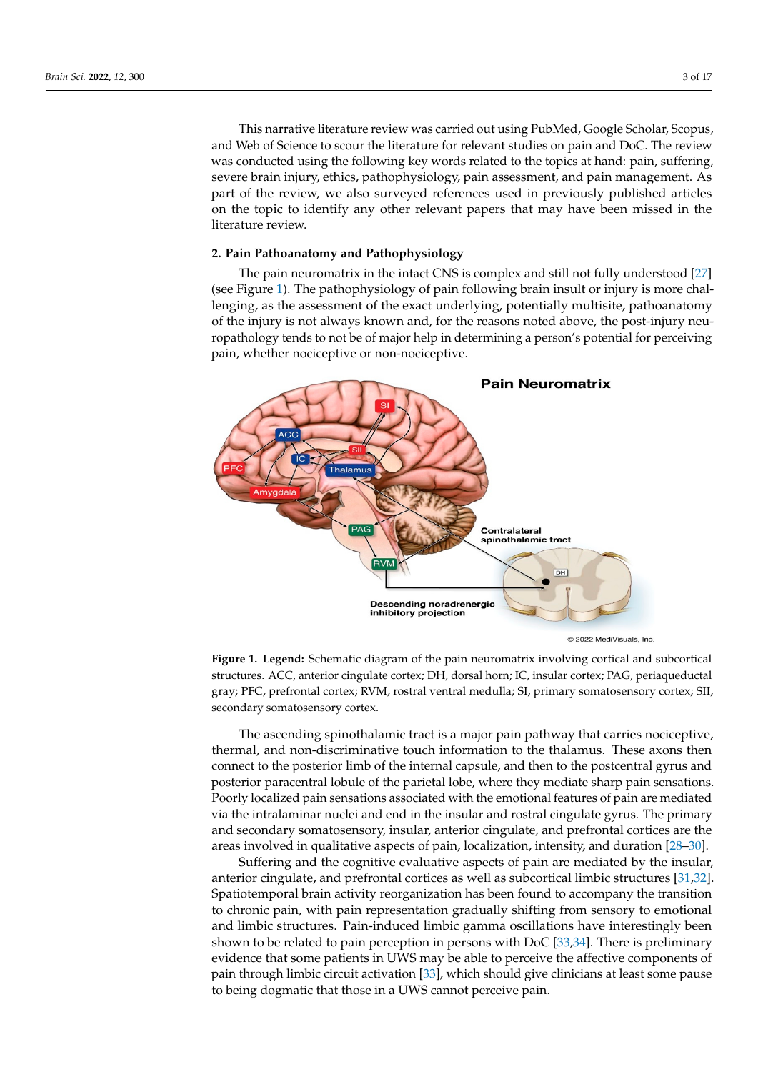This narrative literature review was carried out using PubMed, Google Scholar, Scopus, and Web of Science to scour the literature for relevant studies on pain and DoC. The review was conducted using the following key words related to the topics at hand: pain, suffering, severe brain injury, ethics, pathophysiology, pain assessment, and pain management. As part of the review, we also surveyed references used in previously published articles on the topic to identify any other relevant papers that may have been missed in the literature review.

## 2. Pain Pathoanatomy and Pathophysiology

The pain neuromatrix in the intact CNS is complex and still not fully understood [27] (see Figure 1). The pathophysiology of pain following brain insult or injury is more challenging, as the assessment of the exact underlying, potentially multisite, pathoanatomy of the injury is not always known and, for the reasons noted above, the post-injury neuropathology tends to not be of major help in determining a person's potential for perceiving pain, whether nociceptive or non-nociceptive.

**Figure 1. Legend:** Schematic diagram of the pain neuromatrix involving cortical and subcortical structures. ACC, anterior cingulate cortex; DH, dorsal horn; IC, insular cortex; PAG, periaqueductal gray; PFC, prefrontal cortex; RVM, rostral ventral medulla; SI, primary somatosensory cortex; SII, secondary somatosensory cortex.

The ascending spinothalamic tract is a major pain pathway that carries nociceptive, thermal, and non-discriminative touch information to the thalamus. These axons then connect to the posterior limb of the internal capsule, and then to the postcentral gyrus and posterior paracentral lobule of the parietal lobe, where they mediate sharp pain sensations. Poorly localized pain sensations associated with the emotional features of pain are mediated via the intralaminar nuclei and end in the insular and rostral cingulate gyrus. The primary and secondary somatosensory, insular, anterior cingulate, and prefrontal cortices are the areas involved in qualitative aspects of pain, localization, intensity, and duration [28–30].

Suffering and the cognitive evaluative aspects of pain are mediated by the insular, anterior cingulate, and prefrontal cortices as well as subcortical limbic structures [31,32]. Spatiotemporal brain activity reorganization has been found to accompany the transition to chronic pain, with pain representation gradually shifting from sensory to emotional and limbic structures. Pain-induced limbic gamma oscillations have interestingly been shown to be related to pain perception in persons with DoC [33,34]. There is preliminary evidence that some patients in UWS may be able to perceive the affective components of pain through limbic circuit activation [33], which should give clinicians at least some pause to being dogmatic that those in a UWS cannot perceive pain.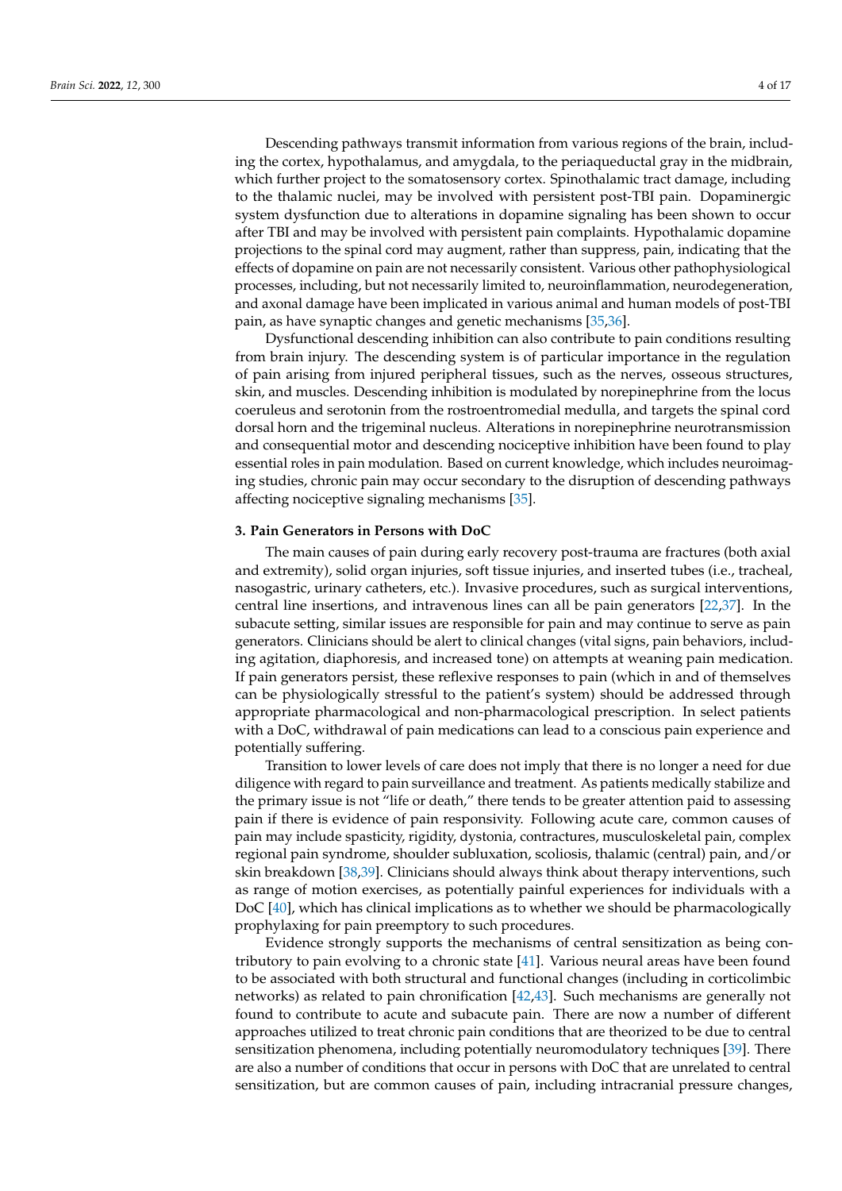Descending pathways transmit information from various regions of the brain, including the cortex, hypothalamus, and amygdala, to the periaqueductal gray in the midbrain, which further project to the somatosensory cortex. Spinothalamic tract damage, including to the thalamic nuclei, may be involved with persistent post-TBI pain. Dopaminergic system dysfunction due to alterations in dopamine signaling has been shown to occur after TBI and may be involved with persistent pain complaints. Hypothalamic dopamine projections to the spinal cord may augment, rather than suppress, pain, indicating that the effects of dopamine on pain are not necessarily consistent. Various other pathophysiological processes, including, but not necessarily limited to, neuroinflammation, neurodegeneration, and axonal damage have been implicated in various animal and human models of post-TBI pain, as have synaptic changes and genetic mechanisms [35,36].

Dysfunctional descending inhibition can also contribute to pain conditions resulting from brain injury. The descending system is of particular importance in the regulation of pain arising from injured peripheral tissues, such as the nerves, osseous structures, skin, and muscles. Descending inhibition is modulated by norepinephrine from the locus coeruleus and serotonin from the rostroentromedial medulla, and targets the spinal cord dorsal horn and the trigeminal nucleus. Alterations in norepinephrine neurotransmission and consequential motor and descending nociceptive inhibition have been found to play essential roles in pain modulation. Based on current knowledge, which includes neuroimaging studies, chronic pain may occur secondary to the disruption of descending pathways affecting nociceptive signaling mechanisms [35].

## 3. Pain Generators in Persons with DoC

The main causes of pain during early recovery post-trauma are fractures (both axial and extremity), solid organ injuries, soft tissue injuries, and inserted tubes (i.e., tracheal, nasogastric, urinary catheters, etc.). Invasive procedures, such as surgical interventions, central line insertions, and intravenous lines can all be pain generators [22,37]. In the subacute setting, similar issues are responsible for pain and may continue to serve as pain generators. Clinicians should be alert to clinical changes (vital signs, pain behaviors, including agitation, diaphoresis, and increased tone) on attempts at weaning pain medication. If pain generators persist, these reflexive responses to pain (which in and of themselves can be physiologically stressful to the patient's system) should be addressed through appropriate pharmacological and non-pharmacological prescription. In select patients with a DoC, withdrawal of pain medications can lead to a conscious pain experience and potentially suffering.

Transition to lower levels of care does not imply that there is no longer a need for due diligence with regard to pain surveillance and treatment. As patients medically stabilize and the primary issue is not "life or death," there tends to be greater attention paid to assessing pain if there is evidence of pain responsivity. Following acute care, common causes of pain may include spasticity, rigidity, dystonia, contractures, musculoskeletal pain, complex regional pain syndrome, shoulder subluxation, scoliosis, thalamic (central) pain, and/or skin breakdown [38,39]. Clinicians should always think about therapy interventions, such as range of motion exercises, as potentially painful experiences for individuals with a DoC [40], which has clinical implications as to whether we should be pharmacologically prophylaxing for pain preemptory to such procedures.

Evidence strongly supports the mechanisms of central sensitization as being contributory to pain evolving to a chronic state [41]. Various neural areas have been found to be associated with both structural and functional changes (including in corticolimbic networks) as related to pain chronification [42,43]. Such mechanisms are generally not found to contribute to acute and subacute pain. There are now a number of different approaches utilized to treat chronic pain conditions that are theorized to be due to central sensitization phenomena, including potentially neuromodulatory techniques [39]. There are also a number of conditions that occur in persons with DoC that are unrelated to central sensitization, but are common causes of pain, including intracranial pressure changes,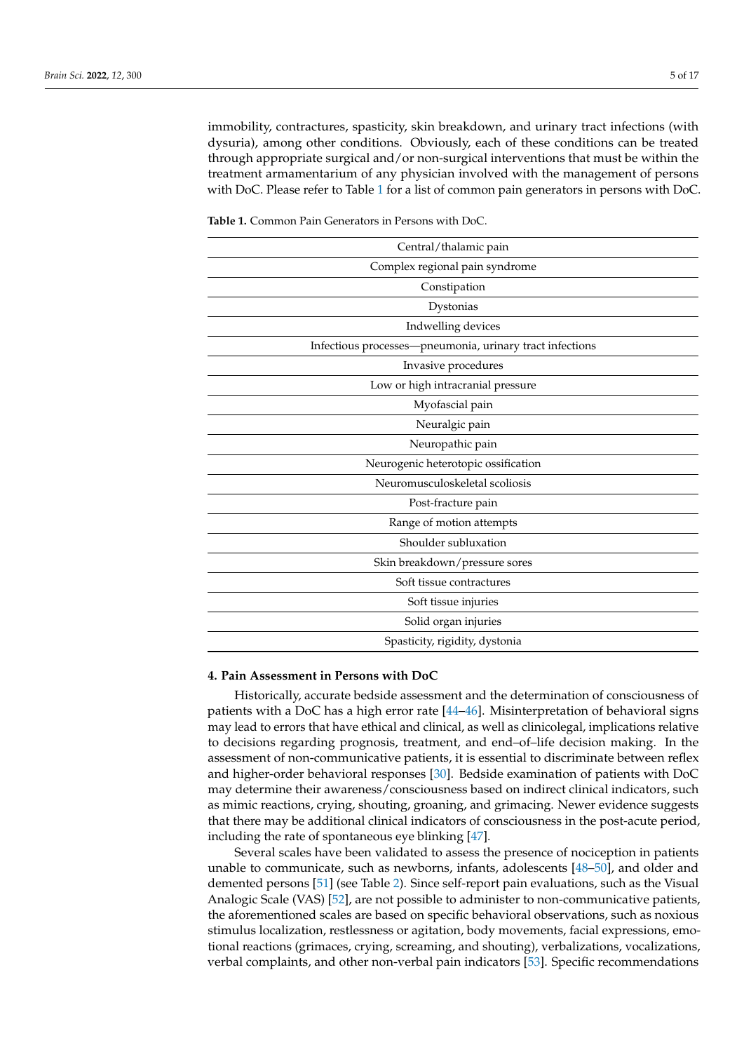immobility, contractures, spasticity, skin breakdown, and urinary tract infections (with dysuria), among other conditions. Obviously, each of these conditions can be treated through appropriate surgical and/or non-surgical interventions that must be within the treatment armamentarium of any physician involved with the management of persons with DoC. Please refer to Table 1 for a list of common pain generators in persons with DoC.

**Table 1.** Common Pain Generators in Persons with DoC.

| |
|---|
| Central/thalamic pain |
| Complex regional pain syndrome |
| Constipation |
| Dystonias |
| Indwelling devices |
| Infectious processes—pneumonia, urinary tract infections |
| Invasive procedures |
| Low or high intracranial pressure |
| Myofascial pain |
| Neuralgic pain |
| Neuropathic pain |
| Neurogenic heterotopic ossification |
| Neuromusculoskeletal scoliosis |
| Post-fracture pain |
| Range of motion attempts |
| Shoulder subluxation |
| Skin breakdown/pressure sores |
| Soft tissue contractures |
| Soft tissue injuries |
| Solid organ injuries |
| Spasticity, rigidity, dystonia |

## 4. Pain Assessment in Persons with DoC

Historically, accurate bedside assessment and the determination of consciousness of patients with a DoC has a high error rate [44–46]. Misinterpretation of behavioral signs may lead to errors that have ethical and clinical, as well as clinicolegal, implications relative to decisions regarding prognosis, treatment, and end–of–life decision making. In the assessment of non-communicative patients, it is essential to discriminate between reflex and higher-order behavioral responses [30]. Bedside examination of patients with DoC may determine their awareness/consciousness based on indirect clinical indicators, such as mimic reactions, crying, shouting, groaning, and grimacing. Newer evidence suggests that there may be additional clinical indicators of consciousness in the post-acute period, including the rate of spontaneous eye blinking [47].

Several scales have been validated to assess the presence of nociception in patients unable to communicate, such as newborns, infants, adolescents [48–50], and older and demented persons [51] (see Table 2). Since self-report pain evaluations, such as the Visual Analogic Scale (VAS) [52], are not possible to administer to non-communicative patients, the aforementioned scales are based on specific behavioral observations, such as noxious stimulus localization, restlessness or agitation, body movements, facial expressions, emotional reactions (grimaces, crying, screaming, and shouting), verbalizations, vocalizations, verbal complaints, and other non-verbal pain indicators [53]. Specific recommendations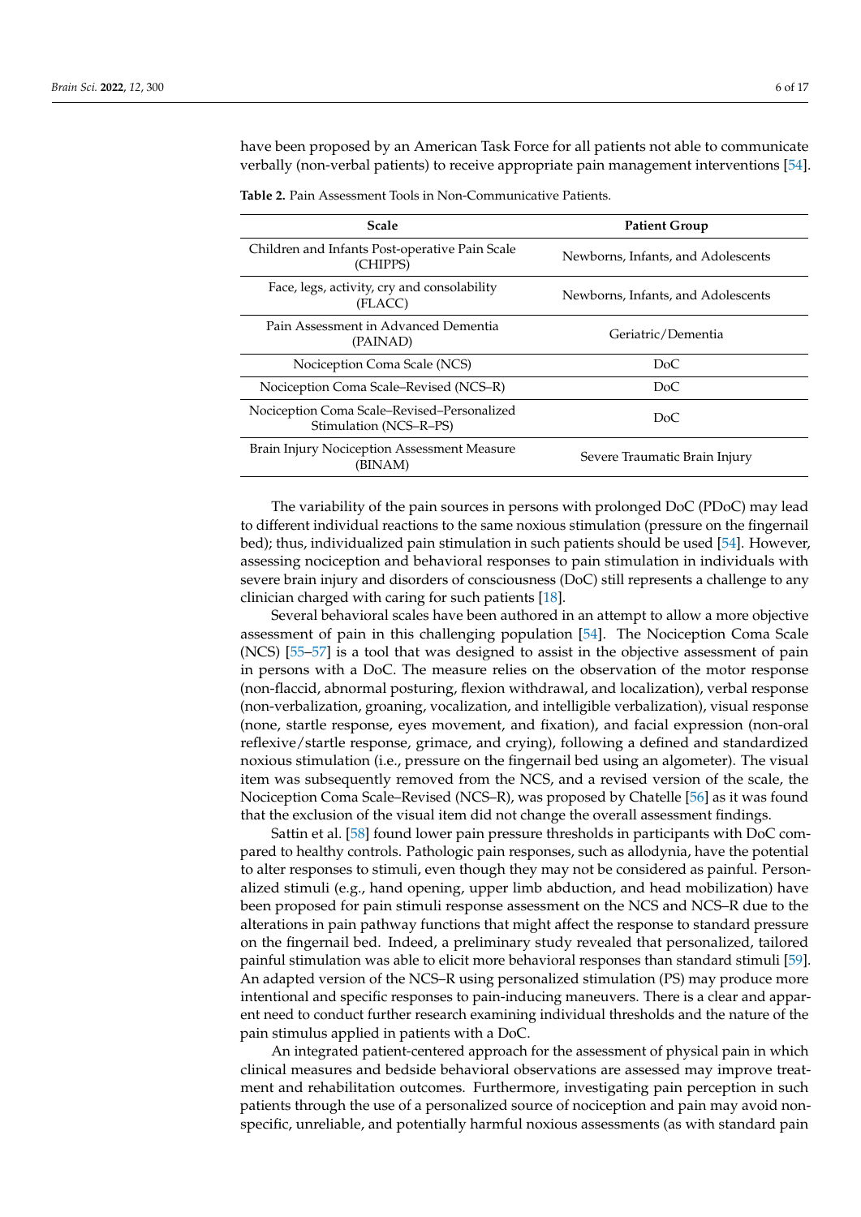have been proposed by an American Task Force for all patients not able to communicate verbally (non-verbal patients) to receive appropriate pain management interventions [54].

**Table 2.** Pain Assessment Tools in Non-Communicative Patients.

| Scale | Patient Group |
|---|---|
| Children and Infants Post-operative Pain Scale (CHIPPS) | Newborns, Infants, and Adolescents |
| Face, legs, activity, cry and consolability (FLACC) | Newborns, Infants, and Adolescents |
| Pain Assessment in Advanced Dementia (PAINAD) | Geriatric/Dementia |
| Nociception Coma Scale (NCS) | DoC |
| Nociception Coma Scale–Revised (NCS–R) | DoC |
| Nociception Coma Scale–Revised–Personalized Stimulation (NCS–R–PS) | DoC |
| Brain Injury Nociception Assessment Measure (BINAM) | Severe Traumatic Brain Injury |

The variability of the pain sources in persons with prolonged DoC (PDoC) may lead to different individual reactions to the same noxious stimulation (pressure on the fingernail bed); thus, individualized pain stimulation in such patients should be used [54]. However, assessing nociception and behavioral responses to pain stimulation in individuals with severe brain injury and disorders of consciousness (DoC) still represents a challenge to any clinician charged with caring for such patients [18].

Several behavioral scales have been authored in an attempt to allow a more objective assessment of pain in this challenging population [54]. The Nociception Coma Scale (NCS) [55–57] is a tool that was designed to assist in the objective assessment of pain in persons with a DoC. The measure relies on the observation of the motor response (non-flaccid, abnormal posturing, flexion withdrawal, and localization), verbal response (non-verbalization, groaning, vocalization, and intelligible verbalization), visual response (none, startle response, eyes movement, and fixation), and facial expression (non-oral reflexive/startle response, grimace, and crying), following a defined and standardized noxious stimulation (i.e., pressure on the fingernail bed using an algometer). The visual item was subsequently removed from the NCS, and a revised version of the scale, the Nociception Coma Scale–Revised (NCS–R), was proposed by Chatelle [56] as it was found that the exclusion of the visual item did not change the overall assessment findings.

Sattin et al. [58] found lower pain pressure thresholds in participants with DoC compared to healthy controls. Pathologic pain responses, such as allodynia, have the potential to alter responses to stimuli, even though they may not be considered as painful. Personalized stimuli (e.g., hand opening, upper limb abduction, and head mobilization) have been proposed for pain stimuli response assessment on the NCS and NCS–R due to the alterations in pain pathway functions that might affect the response to standard pressure on the fingernail bed. Indeed, a preliminary study revealed that personalized, tailored painful stimulation was able to elicit more behavioral responses than standard stimuli [59]. An adapted version of the NCS–R using personalized stimulation (PS) may produce more intentional and specific responses to pain-inducing maneuvers. There is a clear and apparent need to conduct further research examining individual thresholds and the nature of the pain stimulus applied in patients with a DoC.

An integrated patient-centered approach for the assessment of physical pain in which clinical measures and bedside behavioral observations are assessed may improve treatment and rehabilitation outcomes. Furthermore, investigating pain perception in such patients through the use of a personalized source of nociception and pain may avoid non-specific, unreliable, and potentially harmful noxious assessments (as with standard pain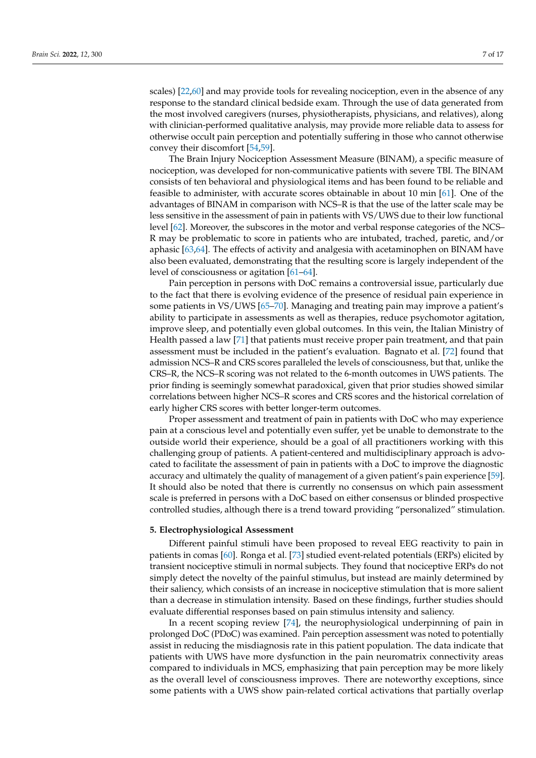scales) [22,60] and may provide tools for revealing nociception, even in the absence of any response to the standard clinical bedside exam. Through the use of data generated from the most involved caregivers (nurses, physiotherapists, physicians, and relatives), along with clinician-performed qualitative analysis, may provide more reliable data to assess for otherwise occult pain perception and potentially suffering in those who cannot otherwise convey their discomfort [54,59].

The Brain Injury Nociception Assessment Measure (BINAM), a specific measure of nociception, was developed for non-communicative patients with severe TBI. The BINAM consists of ten behavioral and physiological items and has been found to be reliable and feasible to administer, with accurate scores obtainable in about 10 min [61]. One of the advantages of BINAM in comparison with NCS–R is that the use of the latter scale may be less sensitive in the assessment of pain in patients with VS/UWS due to their low functional level [62]. Moreover, the subscores in the motor and verbal response categories of the NCS–R may be problematic to score in patients who are intubated, trached, paretic, and/or aphasic [63,64]. The effects of activity and analgesia with acetaminophen on BINAM have also been evaluated, demonstrating that the resulting score is largely independent of the level of consciousness or agitation [61–64].

Pain perception in persons with DoC remains a controversial issue, particularly due to the fact that there is evolving evidence of the presence of residual pain experience in some patients in VS/UWS [65–70]. Managing and treating pain may improve a patient's ability to participate in assessments as well as therapies, reduce psychomotor agitation, improve sleep, and potentially even global outcomes. In this vein, the Italian Ministry of Health passed a law [71] that patients must receive proper pain treatment, and that pain assessment must be included in the patient's evaluation. Bagnato et al. [72] found that admission NCS–R and CRS scores paralleled the levels of consciousness, but that, unlike the CRS–R, the NCS–R scoring was not related to the 6-month outcomes in UWS patients. The prior finding is seemingly somewhat paradoxical, given that prior studies showed similar correlations between higher NCS–R scores and CRS scores and the historical correlation of early higher CRS scores with better longer-term outcomes.

Proper assessment and treatment of pain in patients with DoC who may experience pain at a conscious level and potentially even suffer, yet be unable to demonstrate to the outside world their experience, should be a goal of all practitioners working with this challenging group of patients. A patient-centered and multidisciplinary approach is advocated to facilitate the assessment of pain in patients with a DoC to improve the diagnostic accuracy and ultimately the quality of management of a given patient's pain experience [59]. It should also be noted that there is currently no consensus on which pain assessment scale is preferred in persons with a DoC based on either consensus or blinded prospective controlled studies, although there is a trend toward providing "personalized" stimulation.

## 5. Electrophysiological Assessment

Different painful stimuli have been proposed to reveal EEG reactivity to pain in patients in comas [60]. Ronga et al. [73] studied event-related potentials (ERPs) elicited by transient nociceptive stimuli in normal subjects. They found that nociceptive ERPs do not simply detect the novelty of the painful stimulus, but instead are mainly determined by their saliency, which consists of an increase in nociceptive stimulation that is more salient than a decrease in stimulation intensity. Based on these findings, further studies should evaluate differential responses based on pain stimulus intensity and saliency.

In a recent scoping review [74], the neurophysiological underpinning of pain in prolonged DoC (PDoC) was examined. Pain perception assessment was noted to potentially assist in reducing the misdiagnosis rate in this patient population. The data indicate that patients with UWS have more dysfunction in the pain neuromatrix connectivity areas compared to individuals in MCS, emphasizing that pain perception may be more likely as the overall level of consciousness improves. There are noteworthy exceptions, since some patients with a UWS show pain-related cortical activations that partially overlap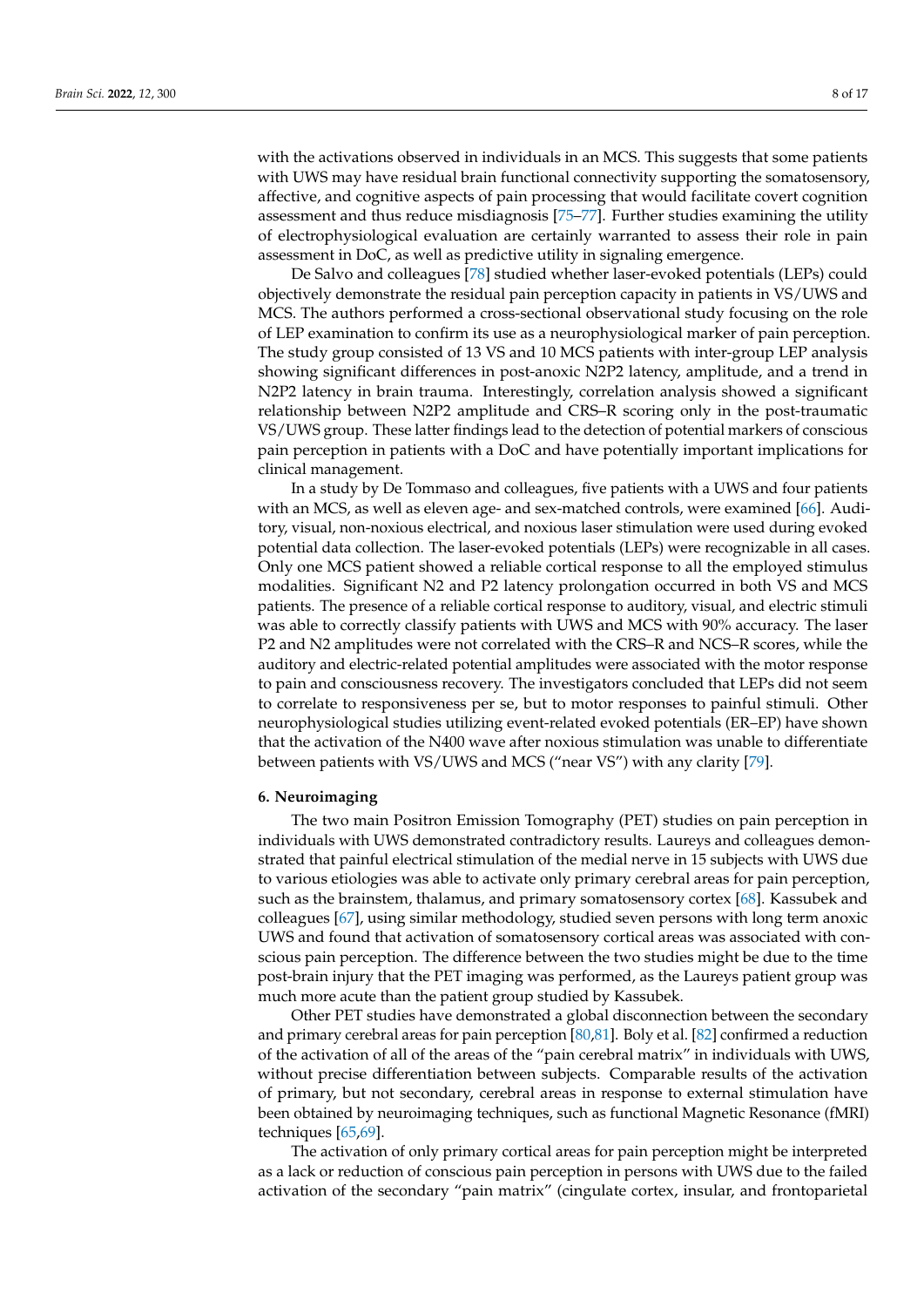with the activations observed in individuals in an MCS. This suggests that some patients with UWS may have residual brain functional connectivity supporting the somatosensory, affective, and cognitive aspects of pain processing that would facilitate covert cognition assessment and thus reduce misdiagnosis [75–77]. Further studies examining the utility of electrophysiological evaluation are certainly warranted to assess their role in pain assessment in DoC, as well as predictive utility in signaling emergence.

De Salvo and colleagues [78] studied whether laser-evoked potentials (LEPs) could objectively demonstrate the residual pain perception capacity in patients in VS/UWS and MCS. The authors performed a cross-sectional observational study focusing on the role of LEP examination to confirm its use as a neurophysiological marker of pain perception. The study group consisted of 13 VS and 10 MCS patients with inter-group LEP analysis showing significant differences in post-anoxic N2P2 latency, amplitude, and a trend in N2P2 latency in brain trauma. Interestingly, correlation analysis showed a significant relationship between N2P2 amplitude and CRS–R scoring only in the post-traumatic VS/UWS group. These latter findings lead to the detection of potential markers of conscious pain perception in patients with a DoC and have potentially important implications for clinical management.

In a study by De Tommaso and colleagues, five patients with a UWS and four patients with an MCS, as well as eleven age- and sex-matched controls, were examined [66]. Auditory, visual, non-noxious electrical, and noxious laser stimulation were used during evoked potential data collection. The laser-evoked potentials (LEPs) were recognizable in all cases. Only one MCS patient showed a reliable cortical response to all the employed stimulus modalities. Significant N2 and P2 latency prolongation occurred in both VS and MCS patients. The presence of a reliable cortical response to auditory, visual, and electric stimuli was able to correctly classify patients with UWS and MCS with 90% accuracy. The laser P2 and N2 amplitudes were not correlated with the CRS–R and NCS–R scores, while the auditory and electric-related potential amplitudes were associated with the motor response to pain and consciousness recovery. The investigators concluded that LEPs did not seem to correlate to responsiveness per se, but to motor responses to painful stimuli. Other neurophysiological studies utilizing event-related evoked potentials (ER–EP) have shown that the activation of the N400 wave after noxious stimulation was unable to differentiate between patients with VS/UWS and MCS ("near VS") with any clarity [79].

## 6. Neuroimaging

The two main Positron Emission Tomography (PET) studies on pain perception in individuals with UWS demonstrated contradictory results. Laureys and colleagues demonstrated that painful electrical stimulation of the medial nerve in 15 subjects with UWS due to various etiologies was able to activate only primary cerebral areas for pain perception, such as the brainstem, thalamus, and primary somatosensory cortex [68]. Kassubek and colleagues [67], using similar methodology, studied seven persons with long term anoxic UWS and found that activation of somatosensory cortical areas was associated with conscious pain perception. The difference between the two studies might be due to the time post-brain injury that the PET imaging was performed, as the Laureys patient group was much more acute than the patient group studied by Kassubek.

Other PET studies have demonstrated a global disconnection between the secondary and primary cerebral areas for pain perception [80,81]. Boly et al. [82] confirmed a reduction of the activation of all of the areas of the "pain cerebral matrix" in individuals with UWS, without precise differentiation between subjects. Comparable results of the activation of primary, but not secondary, cerebral areas in response to external stimulation have been obtained by neuroimaging techniques, such as functional Magnetic Resonance (fMRI) techniques [65,69].

The activation of only primary cortical areas for pain perception might be interpreted as a lack or reduction of conscious pain perception in persons with UWS due to the failed activation of the secondary "pain matrix" (cingulate cortex, insular, and frontoparietal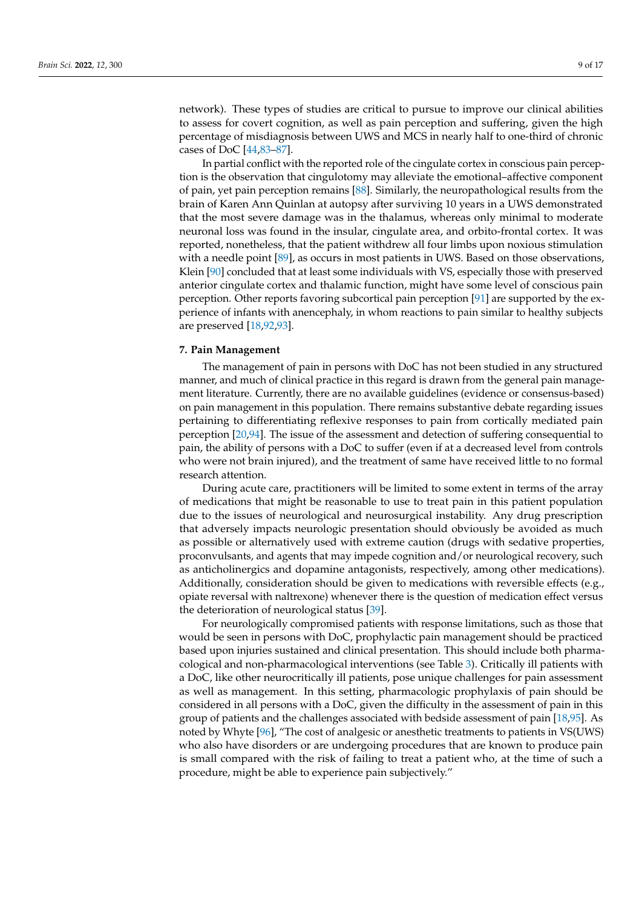network). These types of studies are critical to pursue to improve our clinical abilities to assess for covert cognition, as well as pain perception and suffering, given the high percentage of misdiagnosis between UWS and MCS in nearly half to one-third of chronic cases of DoC [44,83–87].

In partial conflict with the reported role of the cingulate cortex in conscious pain perception is the observation that cingulotomy may alleviate the emotional–affective component of pain, yet pain perception remains [88]. Similarly, the neuropathological results from the brain of Karen Ann Quinlan at autopsy after surviving 10 years in a UWS demonstrated that the most severe damage was in the thalamus, whereas only minimal to moderate neuronal loss was found in the insular, cingulate area, and orbito-frontal cortex. It was reported, nonetheless, that the patient withdrew all four limbs upon noxious stimulation with a needle point [89], as occurs in most patients in UWS. Based on those observations, Klein [90] concluded that at least some individuals with VS, especially those with preserved anterior cingulate cortex and thalamic function, might have some level of conscious pain perception. Other reports favoring subcortical pain perception [91] are supported by the experience of infants with anencephaly, in whom reactions to pain similar to healthy subjects are preserved [18,92,93].

## 7. Pain Management

The management of pain in persons with DoC has not been studied in any structured manner, and much of clinical practice in this regard is drawn from the general pain management literature. Currently, there are no available guidelines (evidence or consensus-based) on pain management in this population. There remains substantive debate regarding issues pertaining to differentiating reflexive responses to pain from cortically mediated pain perception [20,94]. The issue of the assessment and detection of suffering consequential to pain, the ability of persons with a DoC to suffer (even if at a decreased level from controls who were not brain injured), and the treatment of same have received little to no formal research attention.

During acute care, practitioners will be limited to some extent in terms of the array of medications that might be reasonable to use to treat pain in this patient population due to the issues of neurological and neurosurgical instability. Any drug prescription that adversely impacts neurologic presentation should obviously be avoided as much as possible or alternatively used with extreme caution (drugs with sedative properties, proconvulsants, and agents that may impede cognition and/or neurological recovery, such as anticholinergics and dopamine antagonists, respectively, among other medications). Additionally, consideration should be given to medications with reversible effects (e.g., opiate reversal with naltrexone) whenever there is the question of medication effect versus the deterioration of neurological status [39].

For neurologically compromised patients with response limitations, such as those that would be seen in persons with DoC, prophylactic pain management should be practiced based upon injuries sustained and clinical presentation. This should include both pharmacological and non-pharmacological interventions (see Table 3). Critically ill patients with a DoC, like other neurocritically ill patients, pose unique challenges for pain assessment as well as management. In this setting, pharmacologic prophylaxis of pain should be considered in all persons with a DoC, given the difficulty in the assessment of pain in this group of patients and the challenges associated with bedside assessment of pain [18,95]. As noted by Whyte [96], "The cost of analgesic or anesthetic treatments to patients in VS(UWS) who also have disorders or are undergoing procedures that are known to produce pain is small compared with the risk of failing to treat a patient who, at the time of such a procedure, might be able to experience pain subjectively."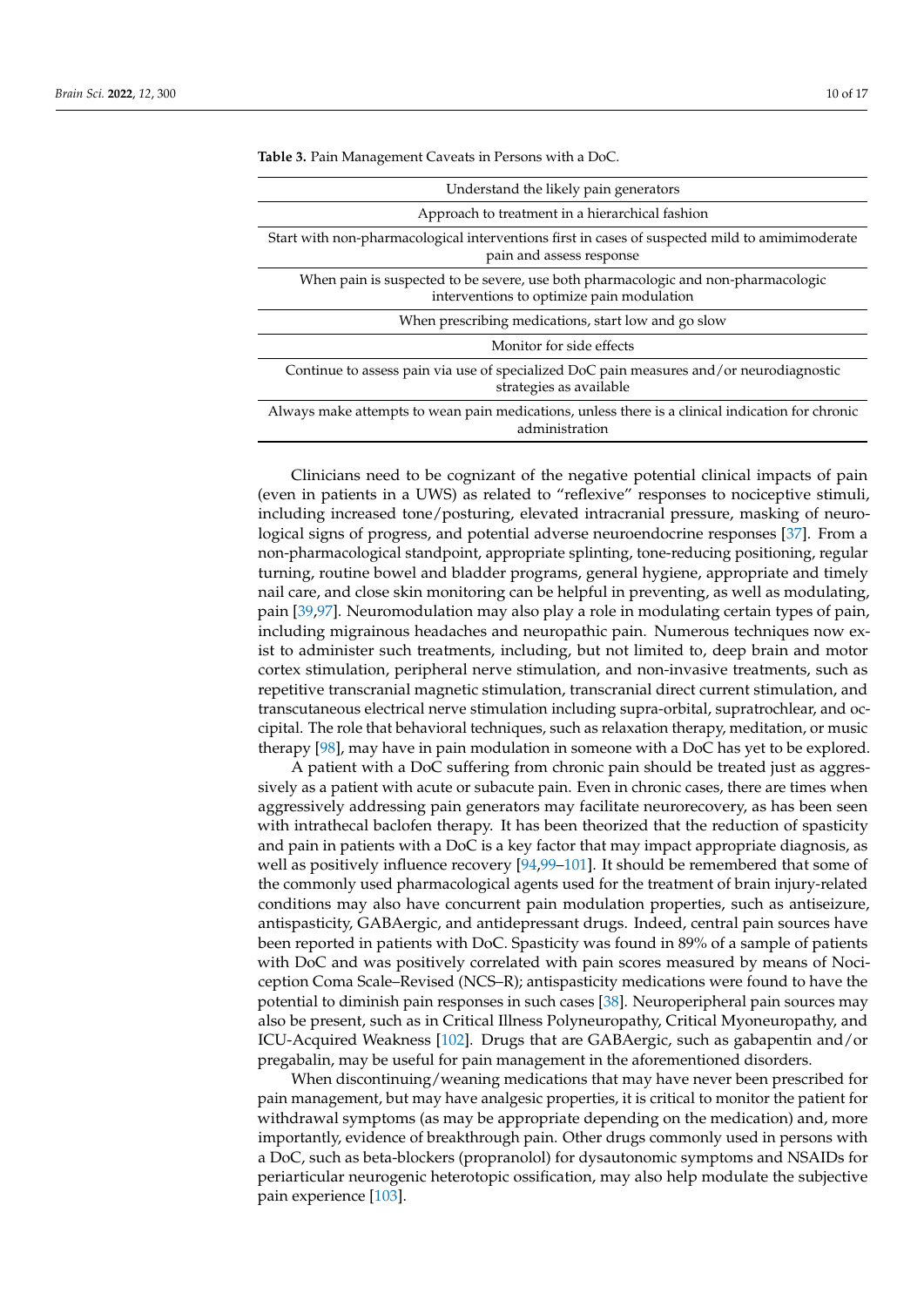**Table 3.** Pain Management Caveats in Persons with a DoC.

| |
|---|
| Understand the likely pain generators |
| Approach to treatment in a hierarchical fashion |
| Start with non-pharmacological interventions first in cases of suspected mild to amimimoderate pain and assess response |
| When pain is suspected to be severe, use both pharmacologic and non-pharmacologic interventions to optimize pain modulation |
| When prescribing medications, start low and go slow |
| Monitor for side effects |
| Continue to assess pain via use of specialized DoC pain measures and/or neurodiagnostic strategies as available |
| Always make attempts to wean pain medications, unless there is a clinical indication for chronic administration |

Clinicians need to be cognizant of the negative potential clinical impacts of pain (even in patients in a UWS) as related to "reflexive" responses to nociceptive stimuli, including increased tone/posturing, elevated intracranial pressure, masking of neurological signs of progress, and potential adverse neuroendocrine responses [37]. From a non-pharmacological standpoint, appropriate splinting, tone-reducing positioning, regular turning, routine bowel and bladder programs, general hygiene, appropriate and timely nail care, and close skin monitoring can be helpful in preventing, as well as modulating, pain [39,97]. Neuromodulation may also play a role in modulating certain types of pain, including migrainous headaches and neuropathic pain. Numerous techniques now exist to administer such treatments, including, but not limited to, deep brain and motor cortex stimulation, peripheral nerve stimulation, and non-invasive treatments, such as repetitive transcranial magnetic stimulation, transcranial direct current stimulation, and transcutaneous electrical nerve stimulation including supra-orbital, supratrochlear, and occipital. The role that behavioral techniques, such as relaxation therapy, meditation, or music therapy [98], may have in pain modulation in someone with a DoC has yet to be explored.

A patient with a DoC suffering from chronic pain should be treated just as aggressively as a patient with acute or subacute pain. Even in chronic cases, there are times when aggressively addressing pain generators may facilitate neurorecovery, as has been seen with intrathecal baclofen therapy. It has been theorized that the reduction of spasticity and pain in patients with a DoC is a key factor that may impact appropriate diagnosis, as well as positively influence recovery [94,99–101]. It should be remembered that some of the commonly used pharmacological agents used for the treatment of brain injury-related conditions may also have concurrent pain modulation properties, such as antiseizure, antispasticity, GABAergic, and antidepressant drugs. Indeed, central pain sources have been reported in patients with DoC. Spasticity was found in 89% of a sample of patients with DoC and was positively correlated with pain scores measured by means of Nociception Coma Scale–Revised (NCS–R); antispasticity medications were found to have the potential to diminish pain responses in such cases [38]. Neuroperipheral pain sources may also be present, such as in Critical Illness Polyneuropathy, Critical Myoneuropathy, and ICU-Acquired Weakness [102]. Drugs that are GABAergic, such as gabapentin and/or pregabalin, may be useful for pain management in the aforementioned disorders.

When discontinuing/weaning medications that may have never been prescribed for pain management, but may have analgesic properties, it is critical to monitor the patient for withdrawal symptoms (as may be appropriate depending on the medication) and, more importantly, evidence of breakthrough pain. Other drugs commonly used in persons with a DoC, such as beta-blockers (propranolol) for dysautonomic symptoms and NSAIDs for periarticular neurogenic heterotopic ossification, may also help modulate the subjective pain experience [103].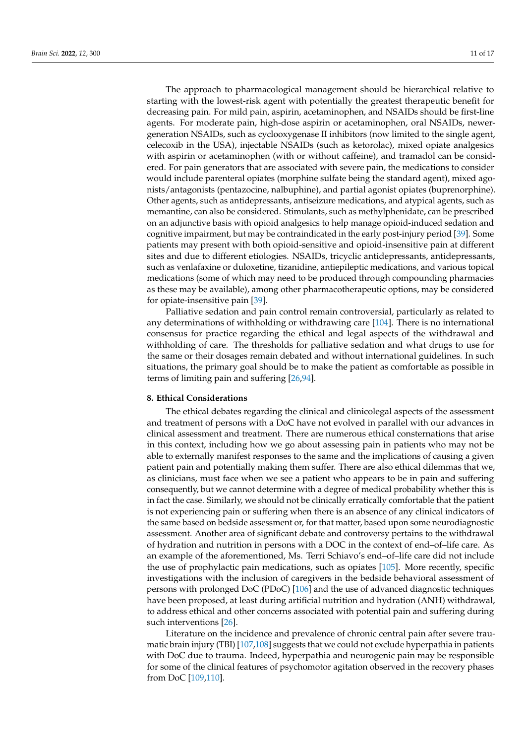The approach to pharmacological management should be hierarchical relative to starting with the lowest-risk agent with potentially the greatest therapeutic benefit for decreasing pain. For mild pain, aspirin, acetaminophen, and NSAIDs should be first-line agents. For moderate pain, high-dose aspirin or acetaminophen, oral NSAIDs, newer-generation NSAIDs, such as cyclooxygenase II inhibitors (now limited to the single agent, celecoxib in the USA), injectable NSAIDs (such as ketorolac), mixed opiate analgesics with aspirin or acetaminophen (with or without caffeine), and tramadol can be considered. For pain generators that are associated with severe pain, the medications to consider would include parenteral opiates (morphine sulfate being the standard agent), mixed agonists/antagonists (pentazocine, nalbuphine), and partial agonist opiates (buprenorphine). Other agents, such as antidepressants, antiseizure medications, and atypical agents, such as memantine, can also be considered. Stimulants, such as methylphenidate, can be prescribed on an adjunctive basis with opioid analgesics to help manage opioid-induced sedation and cognitive impairment, but may be contraindicated in the early post-injury period [39]. Some patients may present with both opioid-sensitive and opioid-insensitive pain at different sites and due to different etiologies. NSAIDs, tricyclic antidepressants, antidepressants, such as venlafaxine or duloxetine, tizanidine, antiepileptic medications, and various topical medications (some of which may need to be produced through compounding pharmacies as these may be available), among other pharmacotherapeutic options, may be considered for opiate-insensitive pain [39].

Palliative sedation and pain control remain controversial, particularly as related to any determinations of withholding or withdrawing care [104]. There is no international consensus for practice regarding the ethical and legal aspects of the withdrawal and withholding of care. The thresholds for palliative sedation and what drugs to use for the same or their dosages remain debated and without international guidelines. In such situations, the primary goal should be to make the patient as comfortable as possible in terms of limiting pain and suffering [26,94].

## 8. Ethical Considerations

The ethical debates regarding the clinical and clinicolegal aspects of the assessment and treatment of persons with a DoC have not evolved in parallel with our advances in clinical assessment and treatment. There are numerous ethical consternations that arise in this context, including how we go about assessing pain in patients who may not be able to externally manifest responses to the same and the implications of causing a given patient pain and potentially making them suffer. There are also ethical dilemmas that we, as clinicians, must face when we see a patient who appears to be in pain and suffering consequently, but we cannot determine with a degree of medical probability whether this is in fact the case. Similarly, we should not be clinically erratically comfortable that the patient is not experiencing pain or suffering when there is an absence of any clinical indicators of the same based on bedside assessment or, for that matter, based upon some neurodiagnostic assessment. Another area of significant debate and controversy pertains to the withdrawal of hydration and nutrition in persons with a DOC in the context of end–of–life care. As an example of the aforementioned, Ms. Terri Schiavo's end–of–life care did not include the use of prophylactic pain medications, such as opiates [105]. More recently, specific investigations with the inclusion of caregivers in the bedside behavioral assessment of persons with prolonged DoC (PDoC) [106] and the use of advanced diagnostic techniques have been proposed, at least during artificial nutrition and hydration (ANH) withdrawal, to address ethical and other concerns associated with potential pain and suffering during such interventions [26].

Literature on the incidence and prevalence of chronic central pain after severe traumatic brain injury (TBI) [107,108] suggests that we could not exclude hyperpathia in patients with DoC due to trauma. Indeed, hyperpathia and neurogenic pain may be responsible for some of the clinical features of psychomotor agitation observed in the recovery phases from DoC [109,110].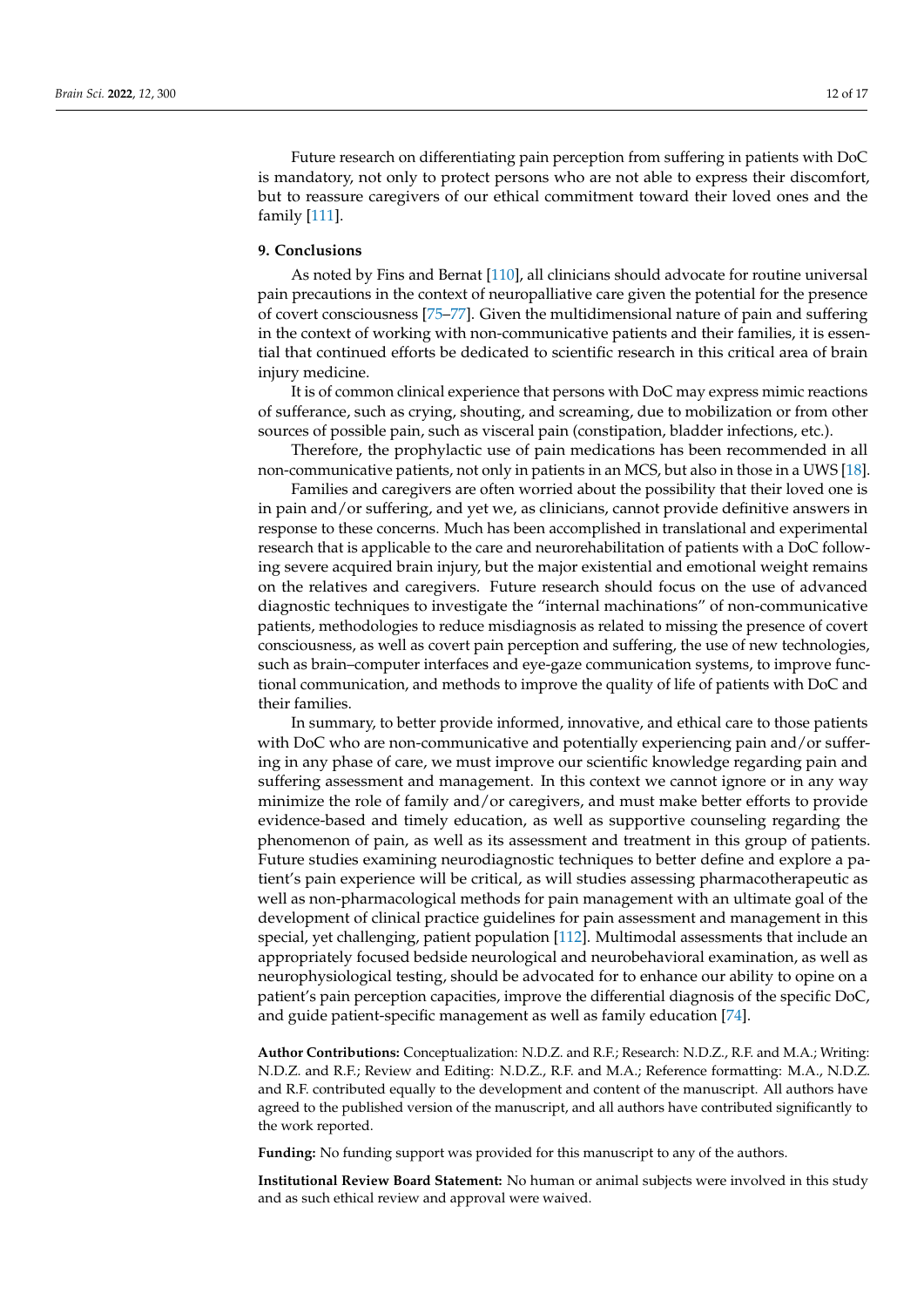Future research on differentiating pain perception from suffering in patients with DoC is mandatory, not only to protect persons who are not able to express their discomfort, but to reassure caregivers of our ethical commitment toward their loved ones and the family [111].

## 9. Conclusions

As noted by Fins and Bernat [110], all clinicians should advocate for routine universal pain precautions in the context of neuropalliative care given the potential for the presence of covert consciousness [75–77]. Given the multidimensional nature of pain and suffering in the context of working with non-communicative patients and their families, it is essential that continued efforts be dedicated to scientific research in this critical area of brain injury medicine.

It is of common clinical experience that persons with DoC may express mimic reactions of sufferance, such as crying, shouting, and screaming, due to mobilization or from other sources of possible pain, such as visceral pain (constipation, bladder infections, etc.).

Therefore, the prophylactic use of pain medications has been recommended in all non-communicative patients, not only in patients in an MCS, but also in those in a UWS [18].

Families and caregivers are often worried about the possibility that their loved one is in pain and/or suffering, and yet we, as clinicians, cannot provide definitive answers in response to these concerns. Much has been accomplished in translational and experimental research that is applicable to the care and neurorehabilitation of patients with a DoC following severe acquired brain injury, but the major existential and emotional weight remains on the relatives and caregivers. Future research should focus on the use of advanced diagnostic techniques to investigate the "internal machinations" of non-communicative patients, methodologies to reduce misdiagnosis as related to missing the presence of covert consciousness, as well as covert pain perception and suffering, the use of new technologies, such as brain–computer interfaces and eye-gaze communication systems, to improve functional communication, and methods to improve the quality of life of patients with DoC and their families.

In summary, to better provide informed, innovative, and ethical care to those patients with DoC who are non-communicative and potentially experiencing pain and/or suffering in any phase of care, we must improve our scientific knowledge regarding pain and suffering assessment and management. In this context we cannot ignore or in any way minimize the role of family and/or caregivers, and must make better efforts to provide evidence-based and timely education, as well as supportive counseling regarding the phenomenon of pain, as well as its assessment and treatment in this group of patients. Future studies examining neurodiagnostic techniques to better define and explore a patient's pain experience will be critical, as will studies assessing pharmacotherapeutic as well as non-pharmacological methods for pain management with an ultimate goal of the development of clinical practice guidelines for pain assessment and management in this special, yet challenging, patient population [112]. Multimodal assessments that include an appropriately focused bedside neurological and neurobehavioral examination, as well as neurophysiological testing, should be advocated for to enhance our ability to opine on a patient's pain perception capacities, improve the differential diagnosis of the specific DoC, and guide patient-specific management as well as family education [74].

**Author Contributions:** Conceptualization: N.D.Z. and R.F.; Research: N.D.Z., R.F. and M.A.; Writing: N.D.Z. and R.F.; Review and Editing: N.D.Z., R.F. and M.A.; Reference formatting: M.A., N.D.Z. and R.F. contributed equally to the development and content of the manuscript. All authors have agreed to the published version of the manuscript, and all authors have contributed significantly to the work reported.

**Funding:** No funding support was provided for this manuscript to any of the authors.

**Institutional Review Board Statement:** No human or animal subjects were involved in this study and as such ethical review and approval were waived.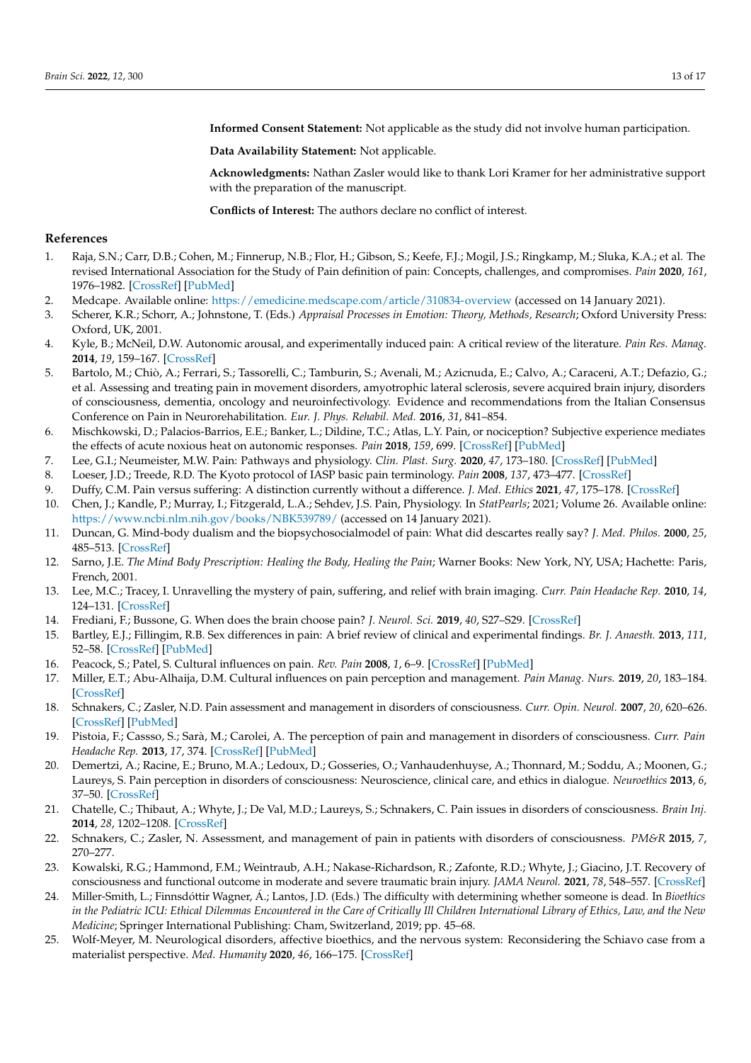**Informed Consent Statement:** Not applicable as the study did not involve human participation.

**Data Availability Statement:** Not applicable.

**Acknowledgments:** Nathan Zasler would like to thank Lori Kramer for her administrative support with the preparation of the manuscript.

**Conflicts of Interest:** The authors declare no conflict of interest.

## References

1. Raja, S.N.; Carr, D.B.; Cohen, M.; Finnerup, N.B.; Flor, H.; Gibson, S.; Keefe, F.J.; Mogil, J.S.; Ringkamp, M.; Sluka, K.A.; et al. The revised International Association for the Study of Pain definition of pain: Concepts, challenges, and compromises. *Pain* **2020**, *161*, 1976–1982. [CrossRef] [PubMed]
2. Medcape. Available online: https://emedicine.medscape.com/article/310834-overview (accessed on 14 January 2021).
3. Scherer, K.R.; Schorr, A.; Johnstone, T. (Eds.) *Appraisal Processes in Emotion: Theory, Methods, Research*; Oxford University Press: Oxford, UK, 2001.
4. Kyle, B.; McNeil, D.W. Autonomic arousal, and experimentally induced pain: A critical review of the literature. *Pain Res. Manag.* **2014**, *19*, 159–167. [CrossRef]
5. Bartolo, M.; Chiò, A.; Ferrari, S.; Tassorelli, C.; Tamburin, S.; Avenali, M.; Azicnuda, E.; Calvo, A.; Caraceni, A.T.; Defazio, G.; et al. Assessing and treating pain in movement disorders, amyotrophic lateral sclerosis, severe acquired brain injury, disorders of consciousness, dementia, oncology and neuroinfectivology. Evidence and recommendations from the Italian Consensus Conference on Pain in Neurorehabilitation. *Eur. J. Phys. Rehabil. Med.* **2016**, *31*, 841–854.
6. Mischkowski, D.; Palacios-Barrios, E.E.; Banker, L.; Dildine, T.C.; Atlas, L.Y. Pain, or nociception? Subjective experience mediates the effects of acute noxious heat on autonomic responses. *Pain* **2018**, *159*, 699. [CrossRef] [PubMed]
7. Lee, G.I.; Neumeister, M.W. Pain: Pathways and physiology. *Clin. Plast. Surg.* **2020**, *47*, 173–180. [CrossRef] [PubMed]
8. Loeser, J.D.; Treede, R.D. The Kyoto protocol of IASP basic pain terminology. *Pain* **2008**, *137*, 473–477. [CrossRef]
9. Duffy, C.M. Pain versus suffering: A distinction currently without a difference. *J. Med. Ethics* **2021**, *47*, 175–178. [CrossRef]
10. Chen, J.; Kandle, P.; Murray, I.; Fitzgerald, L.A.; Sehdev, J.S. Pain, Physiology. In *StatPearls*; 2021; Volume 26. Available online: https://www.ncbi.nlm.nih.gov/books/NBK539789/ (accessed on 14 January 2021).
11. Duncan, G. Mind-body dualism and the biopsychosocialmodel of pain: What did descartes really say? *J. Med. Philos.* **2000**, *25*, 485–513. [CrossRef]
12. Sarno, J.E. *The Mind Body Prescription: Healing the Body, Healing the Pain*; Warner Books: New York, NY, USA; Hachette: Paris, French, 2001.
13. Lee, M.C.; Tracey, I. Unravelling the mystery of pain, suffering, and relief with brain imaging. *Curr. Pain Headache Rep.* **2010**, *14*, 124–131. [CrossRef]
14. Frediani, F.; Bussone, G. When does the brain choose pain? *J. Neurol. Sci.* **2019**, *40*, S27–S29. [CrossRef]
15. Bartley, E.J.; Fillingim, R.B. Sex differences in pain: A brief review of clinical and experimental findings. *Br. J. Anaesth.* **2013**, *111*, 52–58. [CrossRef] [PubMed]
16. Peacock, S.; Patel, S. Cultural influences on pain. *Rev. Pain* **2008**, *1*, 6–9. [CrossRef] [PubMed]
17. Miller, E.T.; Abu-Alhaija, D.M. Cultural influences on pain perception and management. *Pain Manag. Nurs.* **2019**, *20*, 183–184. [CrossRef]
18. Schnakers, C.; Zasler, N.D. Pain assessment and management in disorders of consciousness. *Curr. Opin. Neurol.* **2007**, *20*, 620–626. [CrossRef] [PubMed]
19. Pistoia, F.; Cassso, S.; Sarà, M.; Carolei, A. The perception of pain and management in disorders of consciousness. *Curr. Pain Headache Rep.* **2013**, *17*, 374. [CrossRef] [PubMed]
20. Demertzi, A.; Racine, E.; Bruno, M.A.; Ledoux, D.; Gosseries, O.; Vanhaudenhuyse, A.; Thonnard, M.; Soddu, A.; Moonen, G.; Laureys, S. Pain perception in disorders of consciousness: Neuroscience, clinical care, and ethics in dialogue. *Neuroethics* **2013**, *6*, 37–50. [CrossRef]
21. Chatelle, C.; Thibaut, A.; Whyte, J.; De Val, M.D.; Laureys, S.; Schnakers, C. Pain issues in disorders of consciousness. *Brain Inj.* **2014**, *28*, 1202–1208. [CrossRef]
22. Schnakers, C.; Zasler, N. Assessment, and management of pain in patients with disorders of consciousness. *PM&R* **2015**, *7*, 270–277.
23. Kowalski, R.G.; Hammond, F.M.; Weintraub, A.H.; Nakase-Richardson, R.; Zafonte, R.D.; Whyte, J.; Giacino, J.T. Recovery of consciousness and functional outcome in moderate and severe traumatic brain injury. *JAMA Neurol.* **2021**, *78*, 548–557. [CrossRef]
24. Miller-Smith, L.; Finnsdóttir Wagner, Á.; Lantos, J.D. (Eds.) The difficulty with determining whether someone is dead. In *Bioethics in the Pediatric ICU: Ethical Dilemmas Encountered in the Care of Critically Ill Children International Library of Ethics, Law, and the New Medicine*; Springer International Publishing: Cham, Switzerland, 2019; pp. 45–68.
25. Wolf-Meyer, M. Neurological disorders, affective bioethics, and the nervous system: Reconsidering the Schiavo case from a materialist perspective. *Med. Humanity* **2020**, *46*, 166–175. [CrossRef]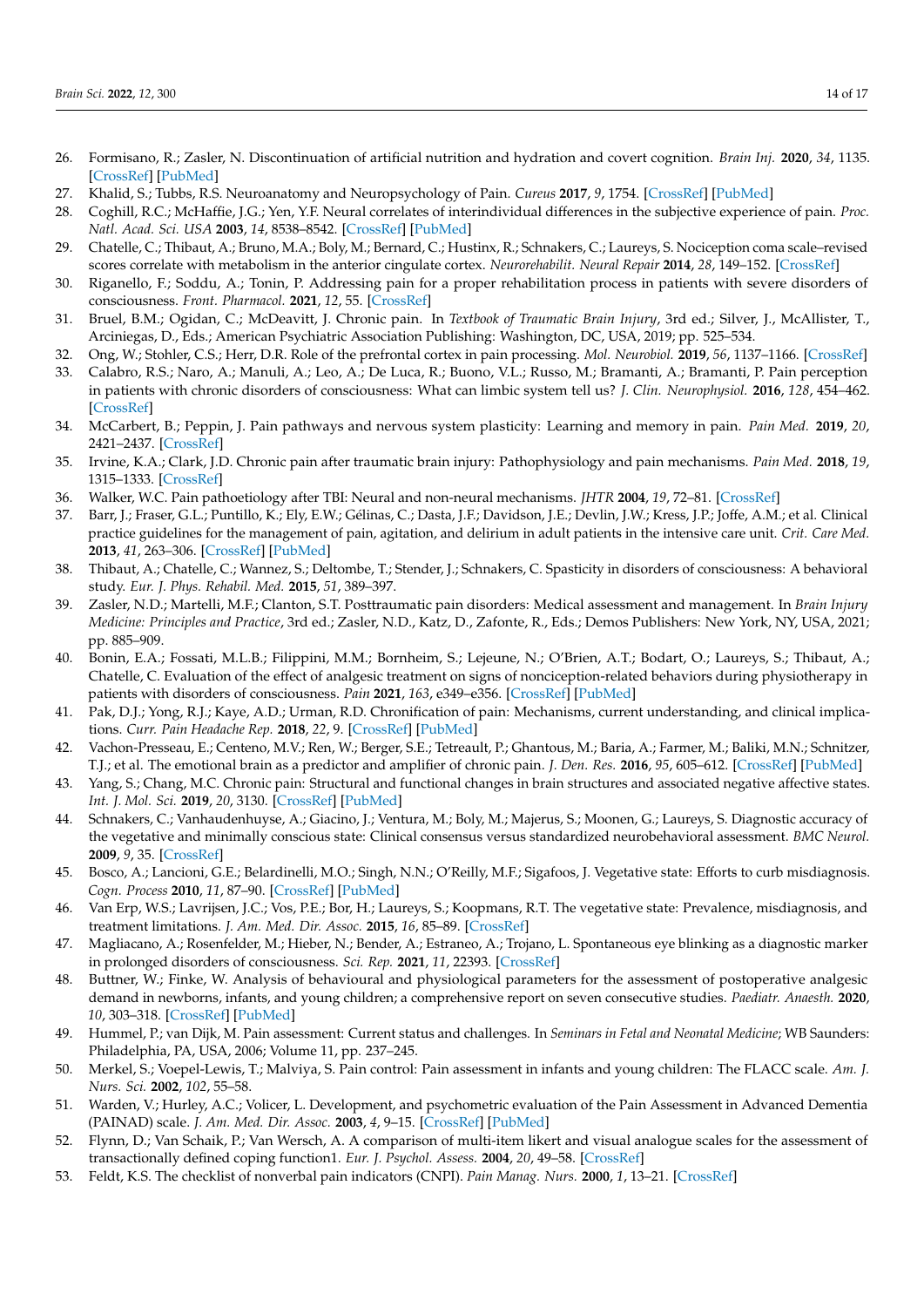26. Formisano, R.; Zasler, N. Discontinuation of artificial nutrition and hydration and covert cognition. *Brain Inj.* **2020**, *34*, 1135. [CrossRef] [PubMed]
27. Khalid, S.; Tubbs, R.S. Neuroanatomy and Neuropsychology of Pain. *Cureus* **2017**, *9*, 1754. [CrossRef] [PubMed]
28. Coghill, R.C.; McHaffie, J.G.; Yen, Y.F. Neural correlates of interindividual differences in the subjective experience of pain. *Proc. Natl. Acad. Sci. USA* **2003**, *14*, 8538–8542. [CrossRef] [PubMed]
29. Chatelle, C.; Thibaut, A.; Bruno, M.A.; Boly, M.; Bernard, C.; Hustinx, R.; Schnakers, C.; Laureys, S. Nociception coma scale–revised scores correlate with metabolism in the anterior cingulate cortex. *Neurorehabilit. Neural Repair* **2014**, *28*, 149–152. [CrossRef]
30. Riganello, F.; Soddu, A.; Tonin, P. Addressing pain for a proper rehabilitation process in patients with severe disorders of consciousness. *Front. Pharmacol.* **2021**, *12*, 55. [CrossRef]
31. Bruel, B.M.; Ogidan, C.; McDeavitt, J. Chronic pain. In *Textbook of Traumatic Brain Injury*, 3rd ed.; Silver, J., McAllister, T., Arciniegas, D., Eds.; American Psychiatric Association Publishing: Washington, DC, USA, 2019; pp. 525–534.
32. Ong, W.; Stohler, C.S.; Herr, D.R. Role of the prefrontal cortex in pain processing. *Mol. Neurobiol.* **2019**, *56*, 1137–1166. [CrossRef]
33. Calabro, R.S.; Naro, A.; Manuli, A.; Leo, A.; De Luca, R.; Buono, V.L.; Russo, M.; Bramanti, A.; Bramanti, P. Pain perception in patients with chronic disorders of consciousness: What can limbic system tell us? *J. Clin. Neurophysiol.* **2016**, *128*, 454–462. [CrossRef]
34. McCarbert, B.; Peppin, J. Pain pathways and nervous system plasticity: Learning and memory in pain. *Pain Med.* **2019**, *20*, 2421–2437. [CrossRef]
35. Irvine, K.A.; Clark, J.D. Chronic pain after traumatic brain injury: Pathophysiology and pain mechanisms. *Pain Med.* **2018**, *19*, 1315–1333. [CrossRef]
36. Walker, W.C. Pain pathoetiology after TBI: Neural and non-neural mechanisms. *JHTR* **2004**, *19*, 72–81. [CrossRef]
37. Barr, J.; Fraser, G.L.; Puntillo, K.; Ely, E.W.; Gélinas, C.; Dasta, J.F.; Davidson, J.E.; Devlin, J.W.; Kress, J.P.; Joffe, A.M.; et al. Clinical practice guidelines for the management of pain, agitation, and delirium in adult patients in the intensive care unit. *Crit. Care Med.* **2013**, *41*, 263–306. [CrossRef] [PubMed]
38. Thibaut, A.; Chatelle, C.; Wannez, S.; Deltombe, T.; Stender, J.; Schnakers, C. Spasticity in disorders of consciousness: A behavioral study. *Eur. J. Phys. Rehabil. Med.* **2015**, *51*, 389–397.
39. Zasler, N.D.; Martelli, M.F.; Clanton, S.T. Posttraumatic pain disorders: Medical assessment and management. In *Brain Injury Medicine: Principles and Practice*, 3rd ed.; Zasler, N.D., Katz, D., Zafonte, R., Eds.; Demos Publishers: New York, NY, USA, 2021; pp. 885–909.
40. Bonin, E.A.; Fossati, M.L.B.; Filippini, M.M.; Bornheim, S.; Lejeune, N.; O'Brien, A.T.; Bodart, O.; Laureys, S.; Thibaut, A.; Chatelle, C. Evaluation of the effect of analgesic treatment on signs of nociception-related behaviors during physiotherapy in patients with disorders of consciousness. *Pain* **2021**, *163*, e349–e356. [CrossRef] [PubMed]
41. Pak, D.J.; Yong, R.J.; Kaye, A.D.; Urman, R.D. Chronification of pain: Mechanisms, current understanding, and clinical implications. *Curr. Pain Headache Rep.* **2018**, *22*, 9. [CrossRef] [PubMed]
42. Vachon-Presseau, E.; Centeno, M.V.; Ren, W.; Berger, S.E.; Tetreault, P.; Ghantous, M.; Baria, A.; Farmer, M.; Baliki, M.N.; Schnitzer, T.J.; et al. The emotional brain as a predictor and amplifier of chronic pain. *J. Den. Res.* **2016**, *95*, 605–612. [CrossRef] [PubMed]
43. Yang, S.; Chang, M.C. Chronic pain: Structural and functional changes in brain structures and associated negative affective states. *Int. J. Mol. Sci.* **2019**, *20*, 3130. [CrossRef] [PubMed]
44. Schnakers, C.; Vanhaudenhuyse, A.; Giacino, J.; Ventura, M.; Boly, M.; Majerus, S.; Moonen, G.; Laureys, S. Diagnostic accuracy of the vegetative and minimally conscious state: Clinical consensus versus standardized neurobehavioral assessment. *BMC Neurol.* **2009**, *9*, 35. [CrossRef]
45. Bosco, A.; Lancioni, G.E.; Belardinelli, M.O.; Singh, N.N.; O'Reilly, M.F.; Sigafoos, J. Vegetative state: Efforts to curb misdiagnosis. *Cogn. Process* **2010**, *11*, 87–90. [CrossRef] [PubMed]
46. Van Erp, W.S.; Lavrijsen, J.C.; Vos, P.E.; Bor, H.; Laureys, S.; Koopmans, R.T. The vegetative state: Prevalence, misdiagnosis, and treatment limitations. *J. Am. Med. Dir. Assoc.* **2015**, *16*, 85–89. [CrossRef]
47. Magliacano, A.; Rosenfelder, M.; Hieber, N.; Bender, A.; Estraneo, A.; Trojano, L. Spontaneous eye blinking as a diagnostic marker in prolonged disorders of consciousness. *Sci. Rep.* **2021**, *11*, 22393. [CrossRef]
48. Buttner, W.; Finke, W. Analysis of behavioural and physiological parameters for the assessment of postoperative analgesic demand in newborns, infants, and young children; a comprehensive report on seven consecutive studies. *Paediatr. Anaesth.* **2020**, *10*, 303–318. [CrossRef] [PubMed]
49. Hummel, P.; van Dijk, M. Pain assessment: Current status and challenges. In *Seminars in Fetal and Neonatal Medicine*; WB Saunders: Philadelphia, PA, USA, 2006; Volume 11, pp. 237–245.
50. Merkel, S.; Voepel-Lewis, T.; Malviya, S. Pain control: Pain assessment in infants and young children: The FLACC scale. *Am. J. Nurs. Sci.* **2002**, *102*, 55–58.
51. Warden, V.; Hurley, A.C.; Volicer, L. Development, and psychometric evaluation of the Pain Assessment in Advanced Dementia (PAINAD) scale. *J. Am. Med. Dir. Assoc.* **2003**, *4*, 9–15. [CrossRef] [PubMed]
52. Flynn, D.; Van Schaik, P.; Van Wersch, A. A comparison of multi-item likert and visual analogue scales for the assessment of transactionally defined coping function1. *Eur. J. Psychol. Assess.* **2004**, *20*, 49–58. [CrossRef]
53. Feldt, K.S. The checklist of nonverbal pain indicators (CNPI). *Pain Manag. Nurs.* **2000**, *1*, 13–21. [CrossRef]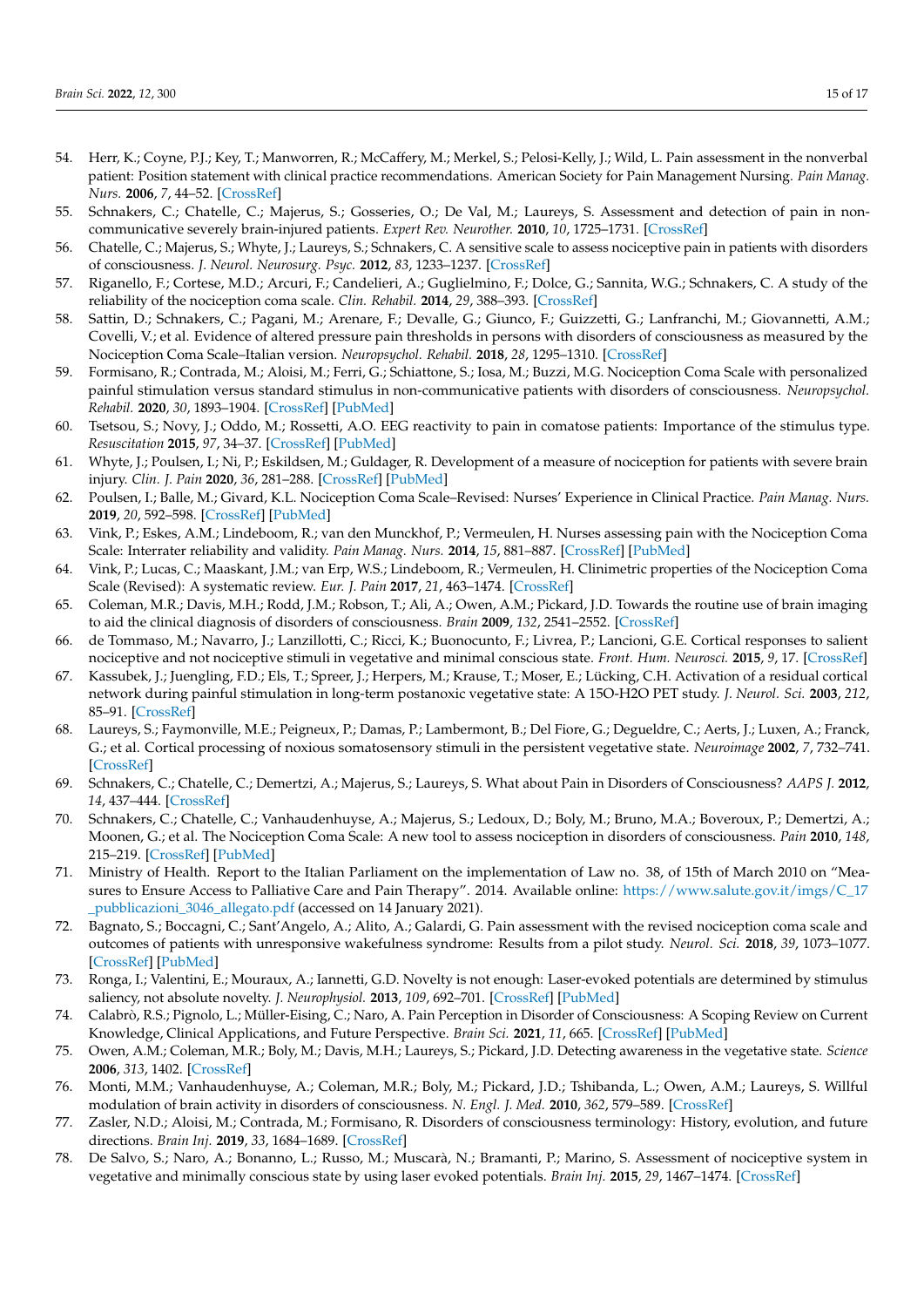54. Herr, K.; Coyne, P.J.; Key, T.; Manworren, R.; McCaffery, M.; Merkel, S.; Pelosi-Kelly, J.; Wild, L. Pain assessment in the nonverbal patient: Position statement with clinical practice recommendations. American Society for Pain Management Nursing. *Pain Manag. Nurs.* **2006**, *7*, 44–52. [CrossRef]
55. Schnakers, C.; Chatelle, C.; Majerus, S.; Gosseries, O.; De Val, M.; Laureys, S. Assessment and detection of pain in non-communicative severely brain-injured patients. *Expert Rev. Neurother.* **2010**, *10*, 1725–1731. [CrossRef]
56. Chatelle, C.; Majerus, S.; Whyte, J.; Laureys, S.; Schnakers, C. A sensitive scale to assess nociceptive pain in patients with disorders of consciousness. *J. Neurol. Neurosurg. Psyc.* **2012**, *83*, 1233–1237. [CrossRef]
57. Riganello, F.; Cortese, M.D.; Arcuri, F.; Candelieri, A.; Guglielmino, F.; Dolce, G.; Sannita, W.G.; Schnakers, C. A study of the reliability of the nociception coma scale. *Clin. Rehabil.* **2014**, *29*, 388–393. [CrossRef]
58. Sattin, D.; Schnakers, C.; Pagani, M.; Arenare, F.; Devalle, G.; Giunco, F.; Guizzetti, G.; Lanfranchi, M.; Giovannetti, A.M.; Covelli, V.; et al. Evidence of altered pressure pain thresholds in persons with disorders of consciousness as measured by the Nociception Coma Scale–Italian version. *Neuropsychol. Rehabil.* **2018**, *28*, 1295–1310. [CrossRef]
59. Formisano, R.; Contrada, M.; Aloisi, M.; Ferri, G.; Schiattone, S.; Iosa, M.; Buzzi, M.G. Nociception Coma Scale with personalized painful stimulation versus standard stimulus in non-communicative patients with disorders of consciousness. *Neuropsychol. Rehabil.* **2020**, *30*, 1893–1904. [CrossRef] [PubMed]
60. Tsetsou, S.; Novy, J.; Oddo, M.; Rossetti, A.O. EEG reactivity to pain in comatose patients: Importance of the stimulus type. *Resuscitation* **2015**, *97*, 34–37. [CrossRef] [PubMed]
61. Whyte, J.; Poulsen, I.; Ni, P.; Eskildsen, M.; Guldager, R. Development of a measure of nociception for patients with severe brain injury. *Clin. J. Pain* **2020**, *36*, 281–288. [CrossRef] [PubMed]
62. Poulsen, I.; Balle, M.; Givard, K.L. Nociception Coma Scale–Revised: Nurses' Experience in Clinical Practice. *Pain Manag. Nurs.* **2019**, *20*, 592–598. [CrossRef] [PubMed]
63. Vink, P.; Eskes, A.M.; Lindeboom, R.; van den Munckhof, P.; Vermeulen, H. Nurses assessing pain with the Nociception Coma Scale: Interrater reliability and validity. *Pain Manag. Nurs.* **2014**, *15*, 881–887. [CrossRef] [PubMed]
64. Vink, P.; Lucas, C.; Maaskant, J.M.; van Erp, W.S.; Lindeboom, R.; Vermeulen, H. Clinimetric properties of the Nociception Coma Scale (Revised): A systematic review. *Eur. J. Pain* **2017**, *21*, 463–1474. [CrossRef]
65. Coleman, M.R.; Davis, M.H.; Rodd, J.M.; Robson, T.; Ali, A.; Owen, A.M.; Pickard, J.D. Towards the routine use of brain imaging to aid the clinical diagnosis of disorders of consciousness. *Brain* **2009**, *132*, 2541–2552. [CrossRef]
66. de Tommaso, M.; Navarro, J.; Lanzillotti, C.; Ricci, K.; Buonocunto, F.; Livrea, P.; Lancioni, G.E. Cortical responses to salient nociceptive and not nociceptive stimuli in vegetative and minimal conscious state. *Front. Hum. Neurosci.* **2015**, *9*, 17. [CrossRef]
67. Kassubek, J.; Juengling, F.D.; Els, T.; Spreer, J.; Herpers, M.; Krause, T.; Moser, E.; Lücking, C.H. Activation of a residual cortical network during painful stimulation in long-term postanoxic vegetative state: A 15O-H2O PET study. *J. Neurol. Sci.* **2003**, *212*, 85–91. [CrossRef]
68. Laureys, S.; Faymonville, M.E.; Peigneux, P.; Damas, P.; Lambermont, B.; Del Fiore, G.; Degueldre, C.; Aerts, J.; Luxen, A.; Franck, G.; et al. Cortical processing of noxious somatosensory stimuli in the persistent vegetative state. *Neuroimage* **2002**, *7*, 732–741. [CrossRef]
69. Schnakers, C.; Chatelle, C.; Demertzi, A.; Majerus, S.; Laureys, S. What about Pain in Disorders of Consciousness? *AAPS J.* **2012**, *14*, 437–444. [CrossRef]
70. Schnakers, C.; Chatelle, C.; Vanhaudenhuyse, A.; Majerus, S.; Ledoux, D.; Boly, M.; Bruno, M.A.; Boveroux, P.; Demertzi, A.; Moonen, G.; et al. The Nociception Coma Scale: A new tool to assess nociception in disorders of consciousness. *Pain* **2010**, *148*, 215–219. [CrossRef] [PubMed]
71. Ministry of Health. Report to the Italian Parliament on the implementation of Law no. 38, of 15th of March 2010 on "Measures to Ensure Access to Palliative Care and Pain Therapy". 2014. Available online: https://www.salute.gov.it/imgs/C_17_pubblicazioni_3046_allegato.pdf (accessed on 14 January 2021).
72. Bagnato, S.; Boccagni, C.; Sant'Angelo, A.; Alito, A.; Galardi, G. Pain assessment with the revised nociception coma scale and outcomes of patients with unresponsive wakefulness syndrome: Results from a pilot study. *Neurol. Sci.* **2018**, *39*, 1073–1077. [CrossRef] [PubMed]
73. Ronga, I.; Valentini, E.; Mouraux, A.; Iannetti, G.D. Novelty is not enough: Laser-evoked potentials are determined by stimulus saliency, not absolute novelty. *J. Neurophysiol.* **2013**, *109*, 692–701. [CrossRef] [PubMed]
74. Calabrò, R.S.; Pignolo, L.; Müller-Eising, C.; Naro, A. Pain Perception in Disorder of Consciousness: A Scoping Review on Current Knowledge, Clinical Applications, and Future Perspective. *Brain Sci.* **2021**, *11*, 665. [CrossRef] [PubMed]
75. Owen, A.M.; Coleman, M.R.; Boly, M.; Davis, M.H.; Laureys, S.; Pickard, J.D. Detecting awareness in the vegetative state. *Science* **2006**, *313*, 1402. [CrossRef]
76. Monti, M.M.; Vanhaudenhuyse, A.; Coleman, M.R.; Boly, M.; Pickard, J.D.; Tshibanda, L.; Owen, A.M.; Laureys, S. Willful modulation of brain activity in disorders of consciousness. *N. Engl. J. Med.* **2010**, *362*, 579–589. [CrossRef]
77. Zasler, N.D.; Aloisi, M.; Contrada, M.; Formisano, R. Disorders of consciousness terminology: History, evolution, and future directions. *Brain Inj.* **2019**, *33*, 1684–1689. [CrossRef]
78. De Salvo, S.; Naro, A.; Bonanno, L.; Russo, M.; Muscarà, N.; Bramanti, P.; Marino, S. Assessment of nociceptive system in vegetative and minimally conscious state by using laser evoked potentials. *Brain Inj.* **2015**, *29*, 1467–1474. [CrossRef]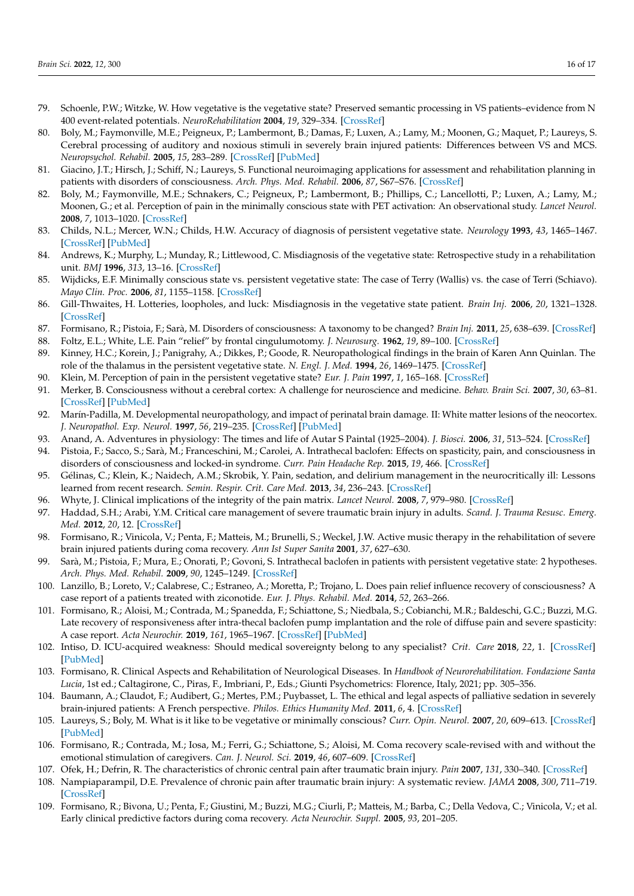79. Schoenle, P.W.; Witzke, W. How vegetative is the vegetative state? Preserved semantic processing in VS patients–evidence from N 400 event-related potentials. *NeuroRehabilitation* **2004**, *19*, 329–334. [CrossRef]
80. Boly, M.; Faymonville, M.E.; Peigneux, P.; Lambermont, B.; Damas, F.; Luxen, A.; Lamy, M.; Moonen, G.; Maquet, P.; Laureys, S. Cerebral processing of auditory and noxious stimuli in severely brain injured patients: Differences between VS and MCS. *Neuropsychol. Rehabil.* **2005**, *15*, 283–289. [CrossRef] [PubMed]
81. Giacino, J.T.; Hirsch, J.; Schiff, N.; Laureys, S. Functional neuroimaging applications for assessment and rehabilitation planning in patients with disorders of consciousness. *Arch. Phys. Med. Rehabil.* **2006**, *87*, S67–S76. [CrossRef]
82. Boly, M.; Faymonville, M.E.; Schnakers, C.; Peigneux, P.; Lambermont, B.; Phillips, C.; Lancellotti, P.; Luxen, A.; Lamy, M.; Moonen, G.; et al. Perception of pain in the minimally conscious state with PET activation: An observational study. *Lancet Neurol.* **2008**, *7*, 1013–1020. [CrossRef]
83. Childs, N.L.; Mercer, W.N.; Childs, H.W. Accuracy of diagnosis of persistent vegetative state. *Neurology* **1993**, *43*, 1465–1467. [CrossRef] [PubMed]
84. Andrews, K.; Murphy, L.; Munday, R.; Littlewood, C. Misdiagnosis of the vegetative state: Retrospective study in a rehabilitation unit. *BMJ* **1996**, *313*, 13–16. [CrossRef]
85. Wijdicks, E.F. Minimally conscious state vs. persistent vegetative state: The case of Terry (Wallis) vs. the case of Terri (Schiavo). *Mayo Clin. Proc.* **2006**, *81*, 1155–1158. [CrossRef]
86. Gill-Thwaites, H. Lotteries, loopholes, and luck: Misdiagnosis in the vegetative state patient. *Brain Inj.* **2006**, *20*, 1321–1328. [CrossRef]
87. Formisano, R.; Pistoia, F.; Sarà, M. Disorders of consciousness: A taxonomy to be changed? *Brain Inj.* **2011**, *25*, 638–639. [CrossRef]
88. Foltz, E.L.; White, L.E. Pain "relief" by frontal cingulumotomy. *J. Neurosurg.* **1962**, *19*, 89–100. [CrossRef]
89. Kinney, H.C.; Korein, J.; Panigrahy, A.; Dikkes, P.; Goode, R. Neuropathological findings in the brain of Karen Ann Quinlan. The role of the thalamus in the persistent vegetative state. *N. Engl. J. Med.* **1994**, *26*, 1469–1475. [CrossRef]
90. Klein, M. Perception of pain in the persistent vegetative state? *Eur. J. Pain* **1997**, *1*, 165–168. [CrossRef]
91. Merker, B. Consciousness without a cerebral cortex: A challenge for neuroscience and medicine. *Behav. Brain Sci.* **2007**, *30*, 63–81. [CrossRef] [PubMed]
92. Marín-Padilla, M. Developmental neuropathology, and impact of perinatal brain damage. II: White matter lesions of the neocortex. *J. Neuropathol. Exp. Neurol.* **1997**, *56*, 219–235. [CrossRef] [PubMed]
93. Anand, A. Adventures in physiology: The times and life of Autar S Paintal (1925–2004). *J. Biosci.* **2006**, *31*, 513–524. [CrossRef]
94. Pistoia, F.; Sacco, S.; Sarà, M.; Franceschini, M.; Carolei, A. Intrathecal baclofen: Effects on spasticity, pain, and consciousness in disorders of consciousness and locked-in syndrome. *Curr. Pain Headache Rep.* **2015**, *19*, 466. [CrossRef]
95. Gélinas, C.; Klein, K.; Naidech, A.M.; Skrobik, Y. Pain, sedation, and delirium management in the neurocritically ill: Lessons learned from recent research. *Semin. Respir. Crit. Care Med.* **2013**, *34*, 236–243. [CrossRef]
96. Whyte, J. Clinical implications of the integrity of the pain matrix. *Lancet Neurol.* **2008**, *7*, 979–980. [CrossRef]
97. Haddad, S.H.; Arabi, Y.M. Critical care management of severe traumatic brain injury in adults. *Scand. J. Trauma Resusc. Emerg. Med.* **2012**, *20*, 12. [CrossRef]
98. Formisano, R.; Vinicola, V.; Penta, F.; Matteis, M.; Brunelli, S.; Weckel, J.W. Active music therapy in the rehabilitation of severe brain injured patients during coma recovery. *Ann Ist Super Sanita* **2001**, *37*, 627–630.
99. Sarà, M.; Pistoia, F.; Mura, E.; Onorati, P.; Govoni, S. Intrathecal baclofen in patients with persistent vegetative state: 2 hypotheses. *Arch. Phys. Med. Rehabil.* **2009**, *90*, 1245–1249. [CrossRef]
100. Lanzillo, B.; Loreto, V.; Calabrese, C.; Estraneo, A.; Moretta, P.; Trojano, L. Does pain relief influence recovery of consciousness? A case report of a patients treated with ziconotide. *Eur. J. Phys. Rehabil. Med.* **2014**, *52*, 263–266.
101. Formisano, R.; Aloisi, M.; Contrada, M.; Spanedda, F.; Schiattone, S.; Niedbala, S.; Cobianchi, M.R.; Baldeschi, G.C.; Buzzi, M.G. Late recovery of responsiveness after intra-thecal baclofen pump implantation and the role of diffuse pain and severe spasticity: A case report. *Acta Neurochir.* **2019**, *161*, 1965–1967. [CrossRef] [PubMed]
102. Intiso, D. ICU-acquired weakness: Should medical sovereignty belong to any specialist? *Crit. Care* **2018**, *22*, 1. [CrossRef] [PubMed]
103. Formisano, R. Clinical Aspects and Rehabilitation of Neurological Diseases. In *Handbook of Neurorehabilitation. Fondazione Santa Lucia*, 1st ed.; Caltagirone, C., Piras, F., Imbriani, P., Eds.; Giunti Psychometrics: Florence, Italy, 2021; pp. 305–356.
104. Baumann, A.; Claudot, F.; Audibert, G.; Mertes, P.M.; Puybasset, L. The ethical and legal aspects of palliative sedation in severely brain-injured patients: A French perspective. *Philos. Ethics Humanity Med.* **2011**, *6*, 4. [CrossRef]
105. Laureys, S.; Boly, M. What is it like to be vegetative or minimally conscious? *Curr. Opin. Neurol.* **2007**, *20*, 609–613. [CrossRef] [PubMed]
106. Formisano, R.; Contrada, M.; Iosa, M.; Ferri, G.; Schiattone, S.; Aloisi, M. Coma recovery scale-revised with and without the emotional stimulation of caregivers. *Can. J. Neurol. Sci.* **2019**, *46*, 607–609. [CrossRef]
107. Ofek, H.; Defrin, R. The characteristics of chronic central pain after traumatic brain injury. *Pain* **2007**, *131*, 330–340. [CrossRef]
108. Nampiaparampil, D.E. Prevalence of chronic pain after traumatic brain injury: A systematic review. *JAMA* **2008**, *300*, 711–719. [CrossRef]
109. Formisano, R.; Bivona, U.; Penta, F.; Giustini, M.; Buzzi, M.G.; Ciurli, P.; Matteis, M.; Barba, C.; Della Vedova, C.; Vinicola, V.; et al. Early clinical predictive factors during coma recovery. *Acta Neurochir. Suppl.* **2005**, *93*, 201–205.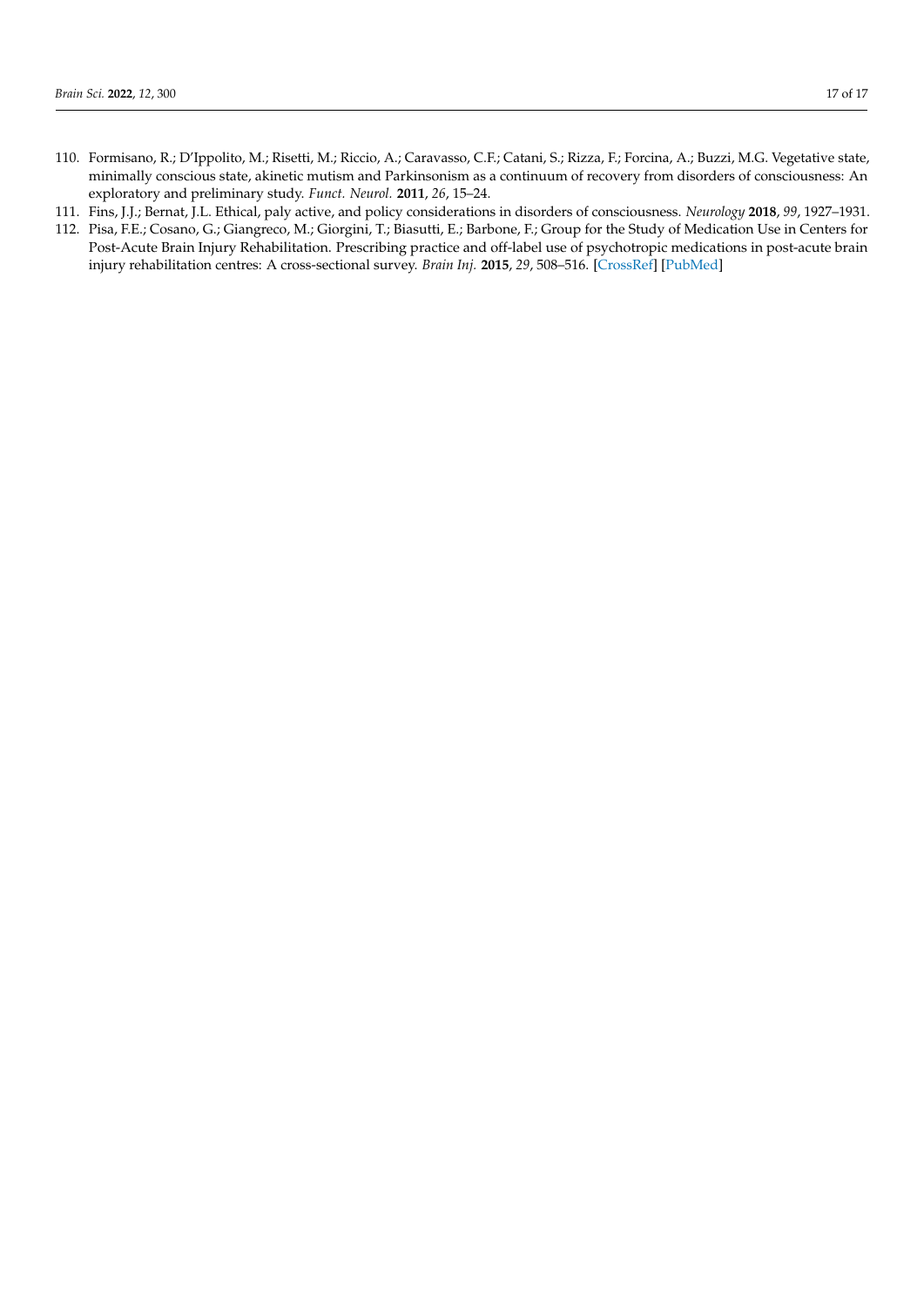110. Formisano, R.; D'Ippolito, M.; Risetti, M.; Riccio, A.; Caravasso, C.F.; Catani, S.; Rizza, F.; Forcina, A.; Buzzi, M.G. Vegetative state, minimally conscious state, akinetic mutism and Parkinsonism as a continuum of recovery from disorders of consciousness: An exploratory and preliminary study. *Funct. Neurol.* **2011**, *26*, 15–24.
111. Fins, J.J.; Bernat, J.L. Ethical, paly active, and policy considerations in disorders of consciousness. *Neurology* **2018**, *99*, 1927–1931.
112. Pisa, F.E.; Cosano, G.; Giangreco, M.; Giorgini, T.; Biasutti, E.; Barbone, F.; Group for the Study of Medication Use in Centers for Post-Acute Brain Injury Rehabilitation. Prescribing practice and off-label use of psychotropic medications in post-acute brain injury rehabilitation centres: A cross-sectional survey. *Brain Inj.* **2015**, *29*, 508–516. [CrossRef] [PubMed]